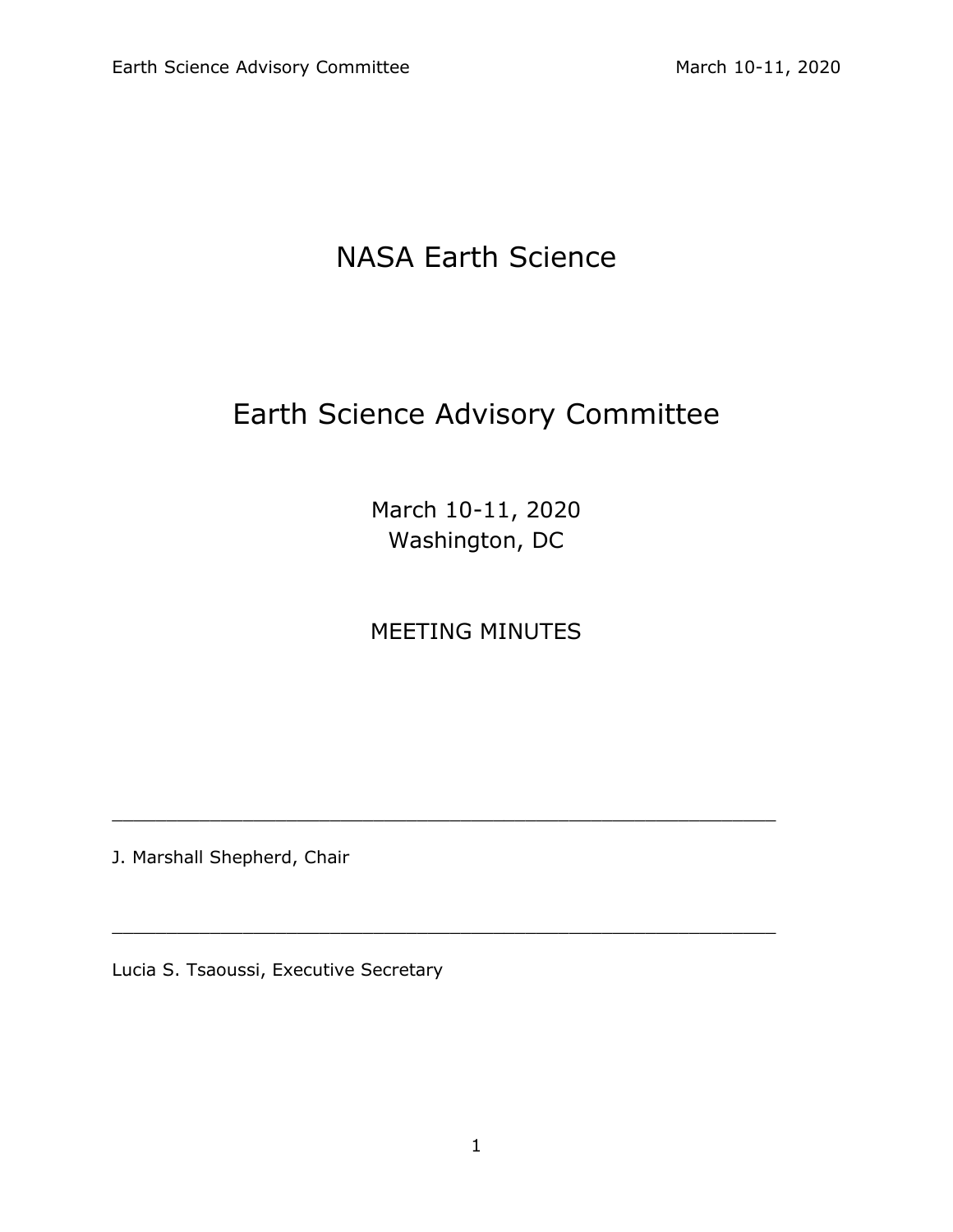# NASA Earth Science

# Earth Science Advisory Committee

March 10-11, 2020
Washington, DC

MEETING MINUTES

\_\_\_\_\_\_\_\_\_\_\_\_\_\_\_\_\_\_\_\_\_\_\_\_\_\_\_\_\_\_\_\_\_\_\_\_\_\_\_\_\_\_\_\_\_\_\_\_\_\_\_\_\_\_\_\_\_\_

J. Marshall Shepherd, Chair

\_\_\_\_\_\_\_\_\_\_\_\_\_\_\_\_\_\_\_\_\_\_\_\_\_\_\_\_\_\_\_\_\_\_\_\_\_\_\_\_\_\_\_\_\_\_\_\_\_\_\_\_\_\_\_\_\_\_

Lucia S. Tsaoussi, Executive Secretary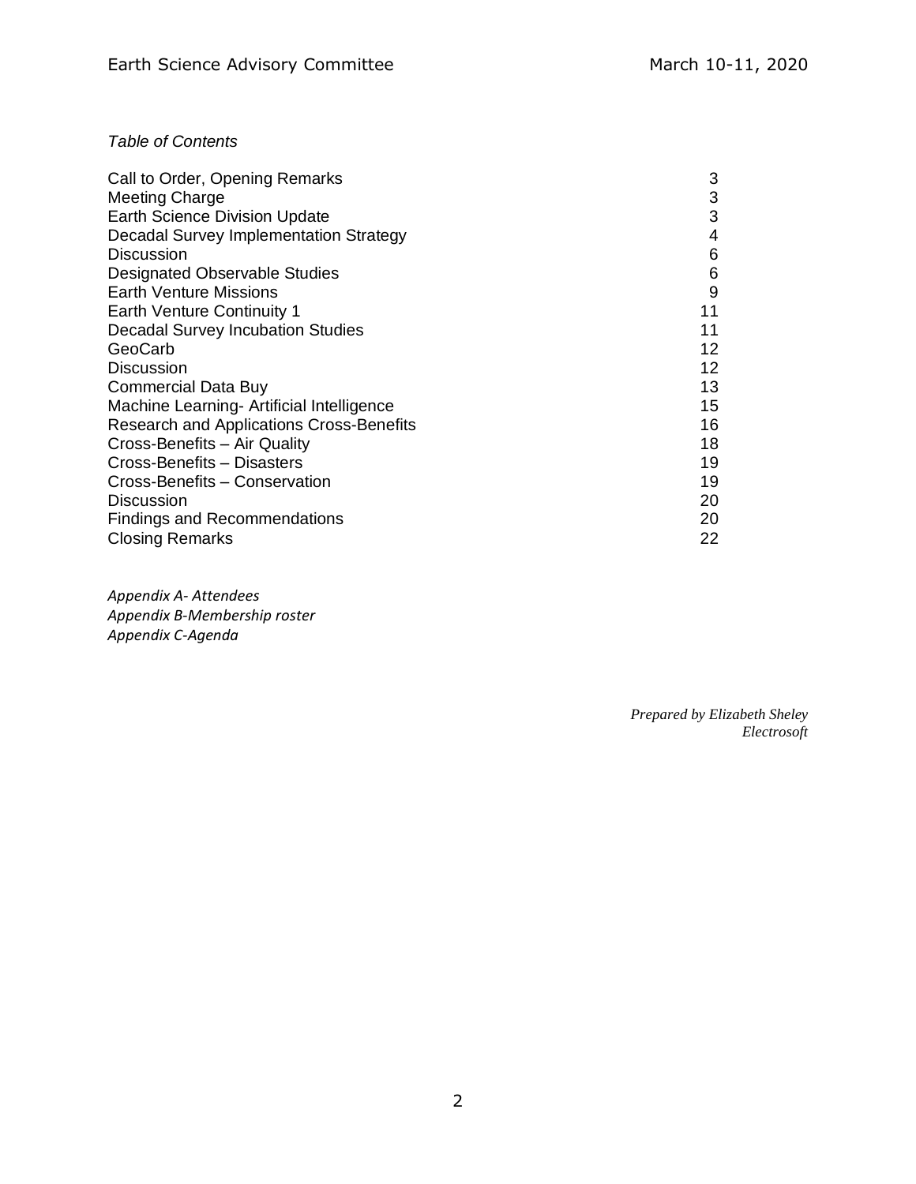*Table of Contents*

| | |
|---|---|
| Call to Order, Opening Remarks | 3 |
| Meeting Charge | 3 |
| Earth Science Division Update | 3 |
| Decadal Survey Implementation Strategy | 4 |
| Discussion | 6 |
| Designated Observable Studies | 6 |
| Earth Venture Missions | 9 |
| Earth Venture Continuity 1 | 11 |
| Decadal Survey Incubation Studies | 11 |
| GeoCarb | 12 |
| Discussion | 12 |
| Commercial Data Buy | 13 |
| Machine Learning- Artificial Intelligence | 15 |
| Research and Applications Cross-Benefits | 16 |
| Cross-Benefits – Air Quality | 18 |
| Cross-Benefits – Disasters | 19 |
| Cross-Benefits – Conservation | 19 |
| Discussion | 20 |
| Findings and Recommendations | 20 |
| Closing Remarks | 22 |

*Appendix A- Attendees*
*Appendix B-Membership roster*
*Appendix C-Agenda*

*Prepared by Elizabeth Sheley*
*Electrosoft*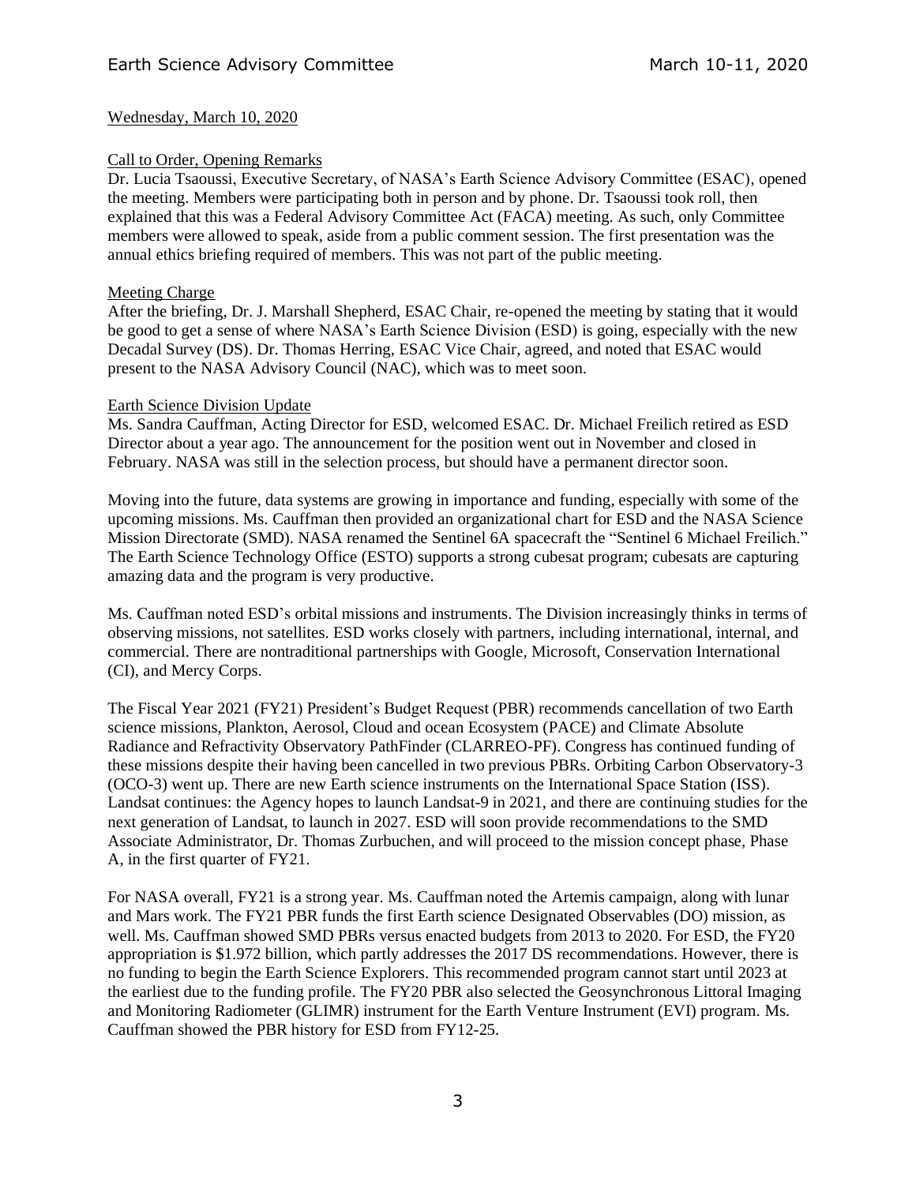Wednesday, March 10, 2020

Call to Order, Opening Remarks

Dr. Lucia Tsaoussi, Executive Secretary, of NASA's Earth Science Advisory Committee (ESAC), opened the meeting. Members were participating both in person and by phone. Dr. Tsaoussi took roll, then explained that this was a Federal Advisory Committee Act (FACA) meeting. As such, only Committee members were allowed to speak, aside from a public comment session. The first presentation was the annual ethics briefing required of members. This was not part of the public meeting.

Meeting Charge

After the briefing, Dr. J. Marshall Shepherd, ESAC Chair, re-opened the meeting by stating that it would be good to get a sense of where NASA's Earth Science Division (ESD) is going, especially with the new Decadal Survey (DS). Dr. Thomas Herring, ESAC Vice Chair, agreed, and noted that ESAC would present to the NASA Advisory Council (NAC), which was to meet soon.

Earth Science Division Update

Ms. Sandra Cauffman, Acting Director for ESD, welcomed ESAC. Dr. Michael Freilich retired as ESD Director about a year ago. The announcement for the position went out in November and closed in February. NASA was still in the selection process, but should have a permanent director soon.

Moving into the future, data systems are growing in importance and funding, especially with some of the upcoming missions. Ms. Cauffman then provided an organizational chart for ESD and the NASA Science Mission Directorate (SMD). NASA renamed the Sentinel 6A spacecraft the "Sentinel 6 Michael Freilich." The Earth Science Technology Office (ESTO) supports a strong cubesat program; cubesats are capturing amazing data and the program is very productive.

Ms. Cauffman noted ESD's orbital missions and instruments. The Division increasingly thinks in terms of observing missions, not satellites. ESD works closely with partners, including international, internal, and commercial. There are nontraditional partnerships with Google, Microsoft, Conservation International (CI), and Mercy Corps.

The Fiscal Year 2021 (FY21) President's Budget Request (PBR) recommends cancellation of two Earth science missions, Plankton, Aerosol, Cloud and ocean Ecosystem (PACE) and Climate Absolute Radiance and Refractivity Observatory PathFinder (CLARREO-PF). Congress has continued funding of these missions despite their having been cancelled in two previous PBRs. Orbiting Carbon Observatory-3 (OCO-3) went up. There are new Earth science instruments on the International Space Station (ISS). Landsat continues: the Agency hopes to launch Landsat-9 in 2021, and there are continuing studies for the next generation of Landsat, to launch in 2027. ESD will soon provide recommendations to the SMD Associate Administrator, Dr. Thomas Zurbuchen, and will proceed to the mission concept phase, Phase A, in the first quarter of FY21.

For NASA overall, FY21 is a strong year. Ms. Cauffman noted the Artemis campaign, along with lunar and Mars work. The FY21 PBR funds the first Earth science Designated Observables (DO) mission, as well. Ms. Cauffman showed SMD PBRs versus enacted budgets from 2013 to 2020. For ESD, the FY20 appropriation is $1.972 billion, which partly addresses the 2017 DS recommendations. However, there is no funding to begin the Earth Science Explorers. This recommended program cannot start until 2023 at the earliest due to the funding profile. The FY20 PBR also selected the Geosynchronous Littoral Imaging and Monitoring Radiometer (GLIMR) instrument for the Earth Venture Instrument (EVI) program. Ms. Cauffman showed the PBR history for ESD from FY12-25.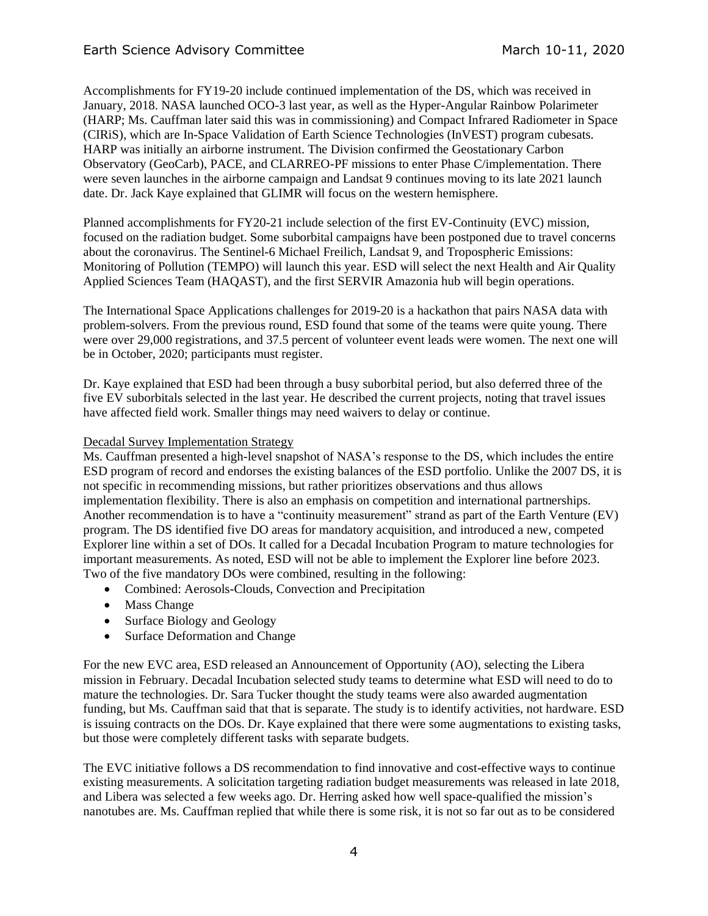Accomplishments for FY19-20 include continued implementation of the DS, which was received in January, 2018. NASA launched OCO-3 last year, as well as the Hyper-Angular Rainbow Polarimeter (HARP; Ms. Cauffman later said this was in commissioning) and Compact Infrared Radiometer in Space (CIRiS), which are In-Space Validation of Earth Science Technologies (InVEST) program cubesats. HARP was initially an airborne instrument. The Division confirmed the Geostationary Carbon Observatory (GeoCarb), PACE, and CLARREO-PF missions to enter Phase C/implementation. There were seven launches in the airborne campaign and Landsat 9 continues moving to its late 2021 launch date. Dr. Jack Kaye explained that GLIMR will focus on the western hemisphere.

Planned accomplishments for FY20-21 include selection of the first EV-Continuity (EVC) mission, focused on the radiation budget. Some suborbital campaigns have been postponed due to travel concerns about the coronavirus. The Sentinel-6 Michael Freilich, Landsat 9, and Tropospheric Emissions: Monitoring of Pollution (TEMPO) will launch this year. ESD will select the next Health and Air Quality Applied Sciences Team (HAQAST), and the first SERVIR Amazonia hub will begin operations.

The International Space Applications challenges for 2019-20 is a hackathon that pairs NASA data with problem-solvers. From the previous round, ESD found that some of the teams were quite young. There were over 29,000 registrations, and 37.5 percent of volunteer event leads were women. The next one will be in October, 2020; participants must register.

Dr. Kaye explained that ESD had been through a busy suborbital period, but also deferred three of the five EV suborbitals selected in the last year. He described the current projects, noting that travel issues have affected field work. Smaller things may need waivers to delay or continue.

Decadal Survey Implementation Strategy

Ms. Cauffman presented a high-level snapshot of NASA's response to the DS, which includes the entire ESD program of record and endorses the existing balances of the ESD portfolio. Unlike the 2007 DS, it is not specific in recommending missions, but rather prioritizes observations and thus allows implementation flexibility. There is also an emphasis on competition and international partnerships. Another recommendation is to have a "continuity measurement" strand as part of the Earth Venture (EV) program. The DS identified five DO areas for mandatory acquisition, and introduced a new, competed Explorer line within a set of DOs. It called for a Decadal Incubation Program to mature technologies for important measurements. As noted, ESD will not be able to implement the Explorer line before 2023. Two of the five mandatory DOs were combined, resulting in the following:

- Combined: Aerosols-Clouds, Convection and Precipitation
- Mass Change
- Surface Biology and Geology
- Surface Deformation and Change

For the new EVC area, ESD released an Announcement of Opportunity (AO), selecting the Libera mission in February. Decadal Incubation selected study teams to determine what ESD will need to do to mature the technologies. Dr. Sara Tucker thought the study teams were also awarded augmentation funding, but Ms. Cauffman said that that is separate. The study is to identify activities, not hardware. ESD is issuing contracts on the DOs. Dr. Kaye explained that there were some augmentations to existing tasks, but those were completely different tasks with separate budgets.

The EVC initiative follows a DS recommendation to find innovative and cost-effective ways to continue existing measurements. A solicitation targeting radiation budget measurements was released in late 2018, and Libera was selected a few weeks ago. Dr. Herring asked how well space-qualified the mission's nanotubes are. Ms. Cauffman replied that while there is some risk, it is not so far out as to be considered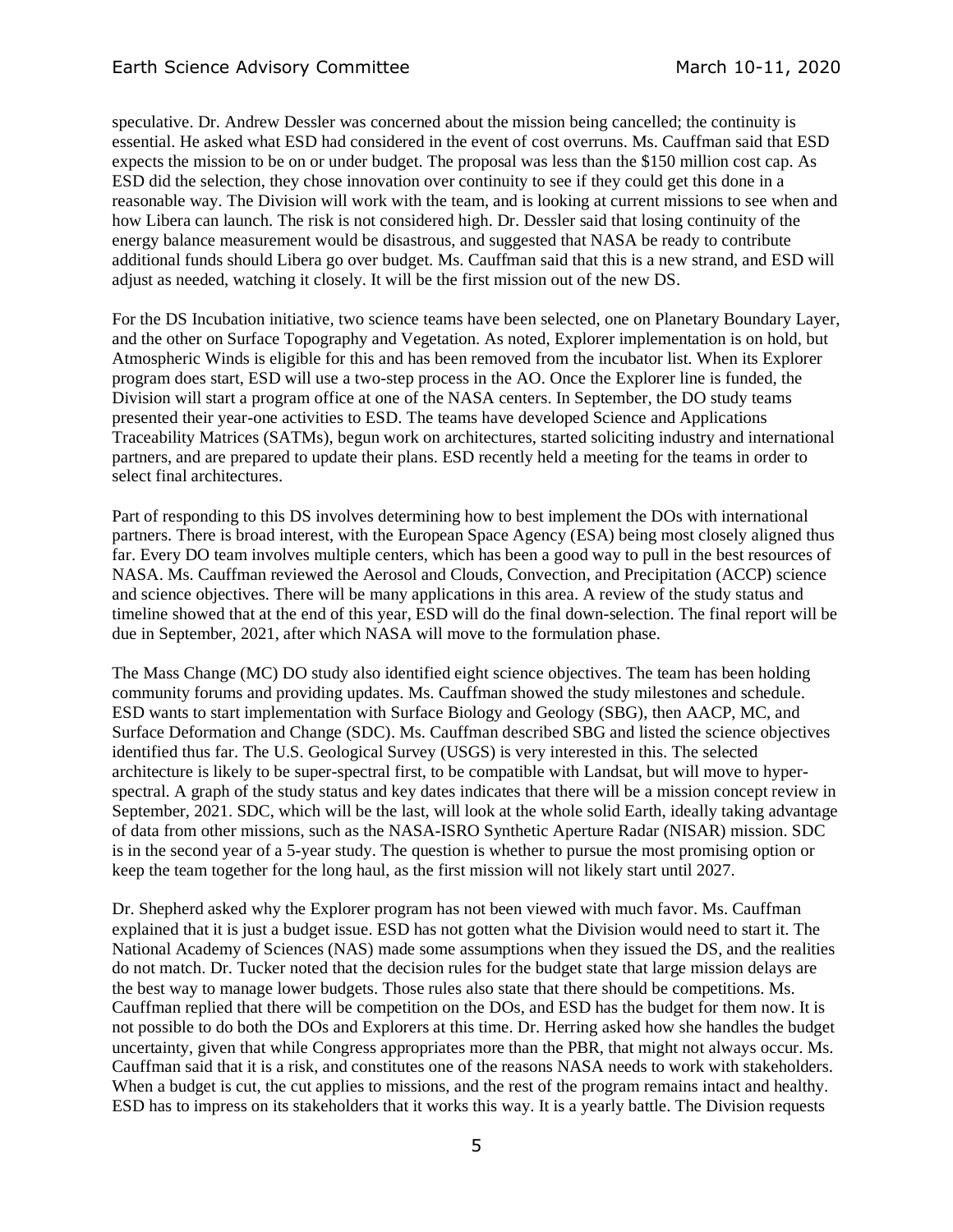speculative. Dr. Andrew Dessler was concerned about the mission being cancelled; the continuity is essential. He asked what ESD had considered in the event of cost overruns. Ms. Cauffman said that ESD expects the mission to be on or under budget. The proposal was less than the $150 million cost cap. As ESD did the selection, they chose innovation over continuity to see if they could get this done in a reasonable way. The Division will work with the team, and is looking at current missions to see when and how Libera can launch. The risk is not considered high. Dr. Dessler said that losing continuity of the energy balance measurement would be disastrous, and suggested that NASA be ready to contribute additional funds should Libera go over budget. Ms. Cauffman said that this is a new strand, and ESD will adjust as needed, watching it closely. It will be the first mission out of the new DS.

For the DS Incubation initiative, two science teams have been selected, one on Planetary Boundary Layer, and the other on Surface Topography and Vegetation. As noted, Explorer implementation is on hold, but Atmospheric Winds is eligible for this and has been removed from the incubator list. When its Explorer program does start, ESD will use a two-step process in the AO. Once the Explorer line is funded, the Division will start a program office at one of the NASA centers. In September, the DO study teams presented their year-one activities to ESD. The teams have developed Science and Applications Traceability Matrices (SATMs), begun work on architectures, started soliciting industry and international partners, and are prepared to update their plans. ESD recently held a meeting for the teams in order to select final architectures.

Part of responding to this DS involves determining how to best implement the DOs with international partners. There is broad interest, with the European Space Agency (ESA) being most closely aligned thus far. Every DO team involves multiple centers, which has been a good way to pull in the best resources of NASA. Ms. Cauffman reviewed the Aerosol and Clouds, Convection, and Precipitation (ACCP) science and science objectives. There will be many applications in this area. A review of the study status and timeline showed that at the end of this year, ESD will do the final down-selection. The final report will be due in September, 2021, after which NASA will move to the formulation phase.

The Mass Change (MC) DO study also identified eight science objectives. The team has been holding community forums and providing updates. Ms. Cauffman showed the study milestones and schedule. ESD wants to start implementation with Surface Biology and Geology (SBG), then AACP, MC, and Surface Deformation and Change (SDC). Ms. Cauffman described SBG and listed the science objectives identified thus far. The U.S. Geological Survey (USGS) is very interested in this. The selected architecture is likely to be super-spectral first, to be compatible with Landsat, but will move to hyper-spectral. A graph of the study status and key dates indicates that there will be a mission concept review in September, 2021. SDC, which will be the last, will look at the whole solid Earth, ideally taking advantage of data from other missions, such as the NASA-ISRO Synthetic Aperture Radar (NISAR) mission. SDC is in the second year of a 5-year study. The question is whether to pursue the most promising option or keep the team together for the long haul, as the first mission will not likely start until 2027.

Dr. Shepherd asked why the Explorer program has not been viewed with much favor. Ms. Cauffman explained that it is just a budget issue. ESD has not gotten what the Division would need to start it. The National Academy of Sciences (NAS) made some assumptions when they issued the DS, and the realities do not match. Dr. Tucker noted that the decision rules for the budget state that large mission delays are the best way to manage lower budgets. Those rules also state that there should be competitions. Ms. Cauffman replied that there will be competition on the DOs, and ESD has the budget for them now. It is not possible to do both the DOs and Explorers at this time. Dr. Herring asked how she handles the budget uncertainty, given that while Congress appropriates more than the PBR, that might not always occur. Ms. Cauffman said that it is a risk, and constitutes one of the reasons NASA needs to work with stakeholders. When a budget is cut, the cut applies to missions, and the rest of the program remains intact and healthy. ESD has to impress on its stakeholders that it works this way. It is a yearly battle. The Division requests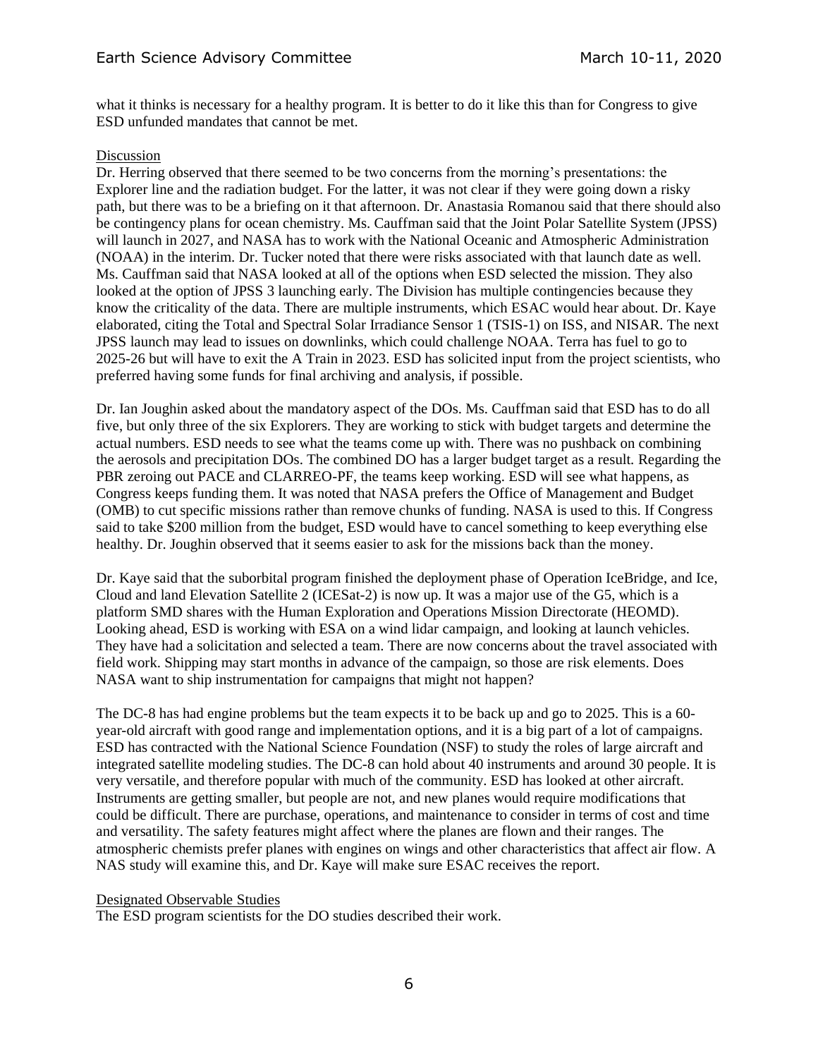what it thinks is necessary for a healthy program. It is better to do it like this than for Congress to give ESD unfunded mandates that cannot be met.

Discussion

Dr. Herring observed that there seemed to be two concerns from the morning's presentations: the Explorer line and the radiation budget. For the latter, it was not clear if they were going down a risky path, but there was to be a briefing on it that afternoon. Dr. Anastasia Romanou said that there should also be contingency plans for ocean chemistry. Ms. Cauffman said that the Joint Polar Satellite System (JPSS) will launch in 2027, and NASA has to work with the National Oceanic and Atmospheric Administration (NOAA) in the interim. Dr. Tucker noted that there were risks associated with that launch date as well. Ms. Cauffman said that NASA looked at all of the options when ESD selected the mission. They also looked at the option of JPSS 3 launching early. The Division has multiple contingencies because they know the criticality of the data. There are multiple instruments, which ESAC would hear about. Dr. Kaye elaborated, citing the Total and Spectral Solar Irradiance Sensor 1 (TSIS-1) on ISS, and NISAR. The next JPSS launch may lead to issues on downlinks, which could challenge NOAA. Terra has fuel to go to 2025-26 but will have to exit the A Train in 2023. ESD has solicited input from the project scientists, who preferred having some funds for final archiving and analysis, if possible.

Dr. Ian Joughin asked about the mandatory aspect of the DOs. Ms. Cauffman said that ESD has to do all five, but only three of the six Explorers. They are working to stick with budget targets and determine the actual numbers. ESD needs to see what the teams come up with. There was no pushback on combining the aerosols and precipitation DOs. The combined DO has a larger budget target as a result. Regarding the PBR zeroing out PACE and CLARREO-PF, the teams keep working. ESD will see what happens, as Congress keeps funding them. It was noted that NASA prefers the Office of Management and Budget (OMB) to cut specific missions rather than remove chunks of funding. NASA is used to this. If Congress said to take $200 million from the budget, ESD would have to cancel something to keep everything else healthy. Dr. Joughin observed that it seems easier to ask for the missions back than the money.

Dr. Kaye said that the suborbital program finished the deployment phase of Operation IceBridge, and Ice, Cloud and land Elevation Satellite 2 (ICESat-2) is now up. It was a major use of the G5, which is a platform SMD shares with the Human Exploration and Operations Mission Directorate (HEOMD). Looking ahead, ESD is working with ESA on a wind lidar campaign, and looking at launch vehicles. They have had a solicitation and selected a team. There are now concerns about the travel associated with field work. Shipping may start months in advance of the campaign, so those are risk elements. Does NASA want to ship instrumentation for campaigns that might not happen?

The DC-8 has had engine problems but the team expects it to be back up and go to 2025. This is a 60-year-old aircraft with good range and implementation options, and it is a big part of a lot of campaigns. ESD has contracted with the National Science Foundation (NSF) to study the roles of large aircraft and integrated satellite modeling studies. The DC-8 can hold about 40 instruments and around 30 people. It is very versatile, and therefore popular with much of the community. ESD has looked at other aircraft. Instruments are getting smaller, but people are not, and new planes would require modifications that could be difficult. There are purchase, operations, and maintenance to consider in terms of cost and time and versatility. The safety features might affect where the planes are flown and their ranges. The atmospheric chemists prefer planes with engines on wings and other characteristics that affect air flow. A NAS study will examine this, and Dr. Kaye will make sure ESAC receives the report.

Designated Observable Studies

The ESD program scientists for the DO studies described their work.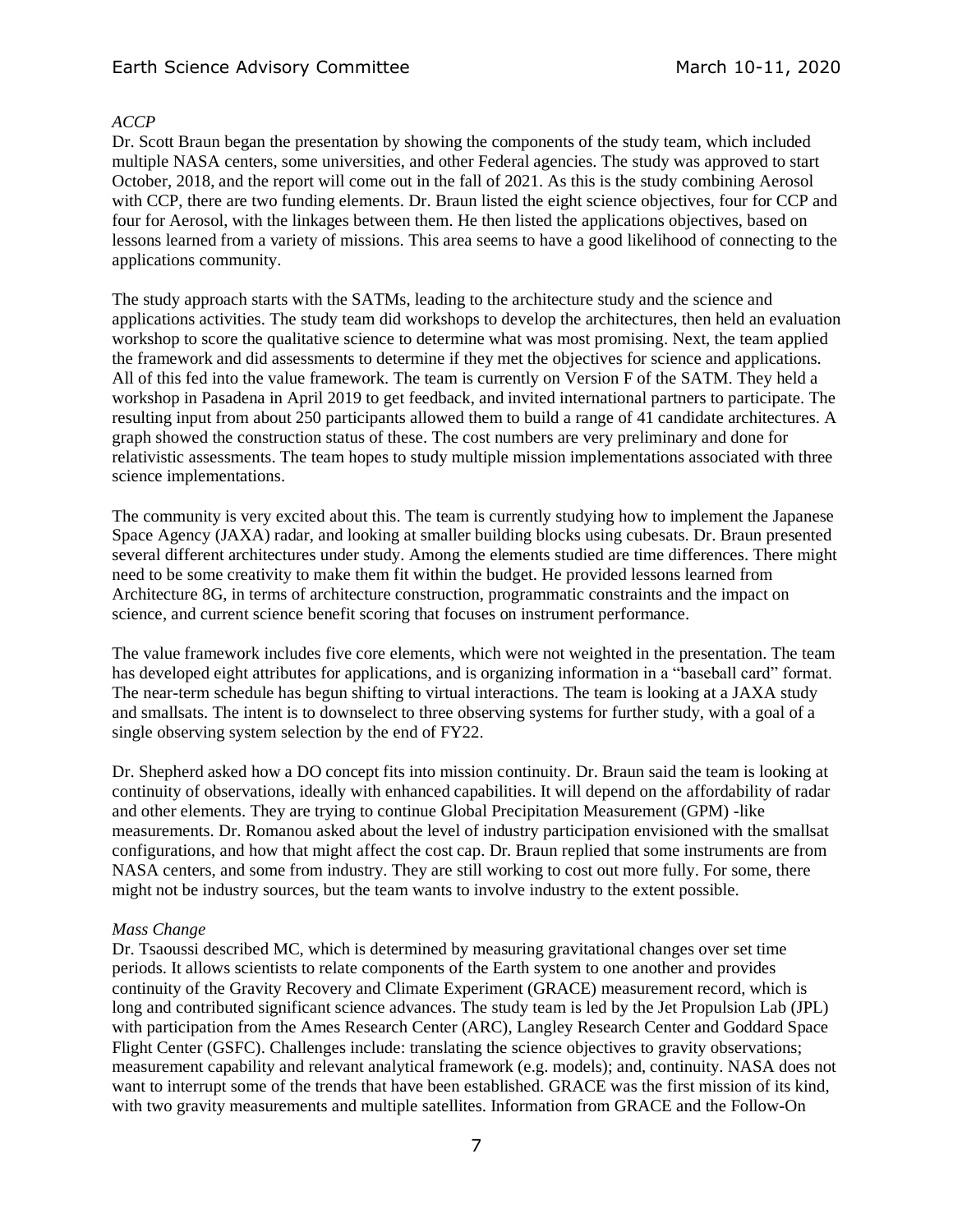*ACCP*

Dr. Scott Braun began the presentation by showing the components of the study team, which included multiple NASA centers, some universities, and other Federal agencies. The study was approved to start October, 2018, and the report will come out in the fall of 2021. As this is the study combining Aerosol with CCP, there are two funding elements. Dr. Braun listed the eight science objectives, four for CCP and four for Aerosol, with the linkages between them. He then listed the applications objectives, based on lessons learned from a variety of missions. This area seems to have a good likelihood of connecting to the applications community.

The study approach starts with the SATMs, leading to the architecture study and the science and applications activities. The study team did workshops to develop the architectures, then held an evaluation workshop to score the qualitative science to determine what was most promising. Next, the team applied the framework and did assessments to determine if they met the objectives for science and applications. All of this fed into the value framework. The team is currently on Version F of the SATM. They held a workshop in Pasadena in April 2019 to get feedback, and invited international partners to participate. The resulting input from about 250 participants allowed them to build a range of 41 candidate architectures. A graph showed the construction status of these. The cost numbers are very preliminary and done for relativistic assessments. The team hopes to study multiple mission implementations associated with three science implementations.

The community is very excited about this. The team is currently studying how to implement the Japanese Space Agency (JAXA) radar, and looking at smaller building blocks using cubesats. Dr. Braun presented several different architectures under study. Among the elements studied are time differences. There might need to be some creativity to make them fit within the budget. He provided lessons learned from Architecture 8G, in terms of architecture construction, programmatic constraints and the impact on science, and current science benefit scoring that focuses on instrument performance.

The value framework includes five core elements, which were not weighted in the presentation. The team has developed eight attributes for applications, and is organizing information in a "baseball card" format. The near-term schedule has begun shifting to virtual interactions. The team is looking at a JAXA study and smallsats. The intent is to downselect to three observing systems for further study, with a goal of a single observing system selection by the end of FY22.

Dr. Shepherd asked how a DO concept fits into mission continuity. Dr. Braun said the team is looking at continuity of observations, ideally with enhanced capabilities. It will depend on the affordability of radar and other elements. They are trying to continue Global Precipitation Measurement (GPM) -like measurements. Dr. Romanou asked about the level of industry participation envisioned with the smallsat configurations, and how that might affect the cost cap. Dr. Braun replied that some instruments are from NASA centers, and some from industry. They are still working to cost out more fully. For some, there might not be industry sources, but the team wants to involve industry to the extent possible.

*Mass Change*

Dr. Tsaoussi described MC, which is determined by measuring gravitational changes over set time periods. It allows scientists to relate components of the Earth system to one another and provides continuity of the Gravity Recovery and Climate Experiment (GRACE) measurement record, which is long and contributed significant science advances. The study team is led by the Jet Propulsion Lab (JPL) with participation from the Ames Research Center (ARC), Langley Research Center and Goddard Space Flight Center (GSFC). Challenges include: translating the science objectives to gravity observations; measurement capability and relevant analytical framework (e.g. models); and, continuity. NASA does not want to interrupt some of the trends that have been established. GRACE was the first mission of its kind, with two gravity measurements and multiple satellites. Information from GRACE and the Follow-On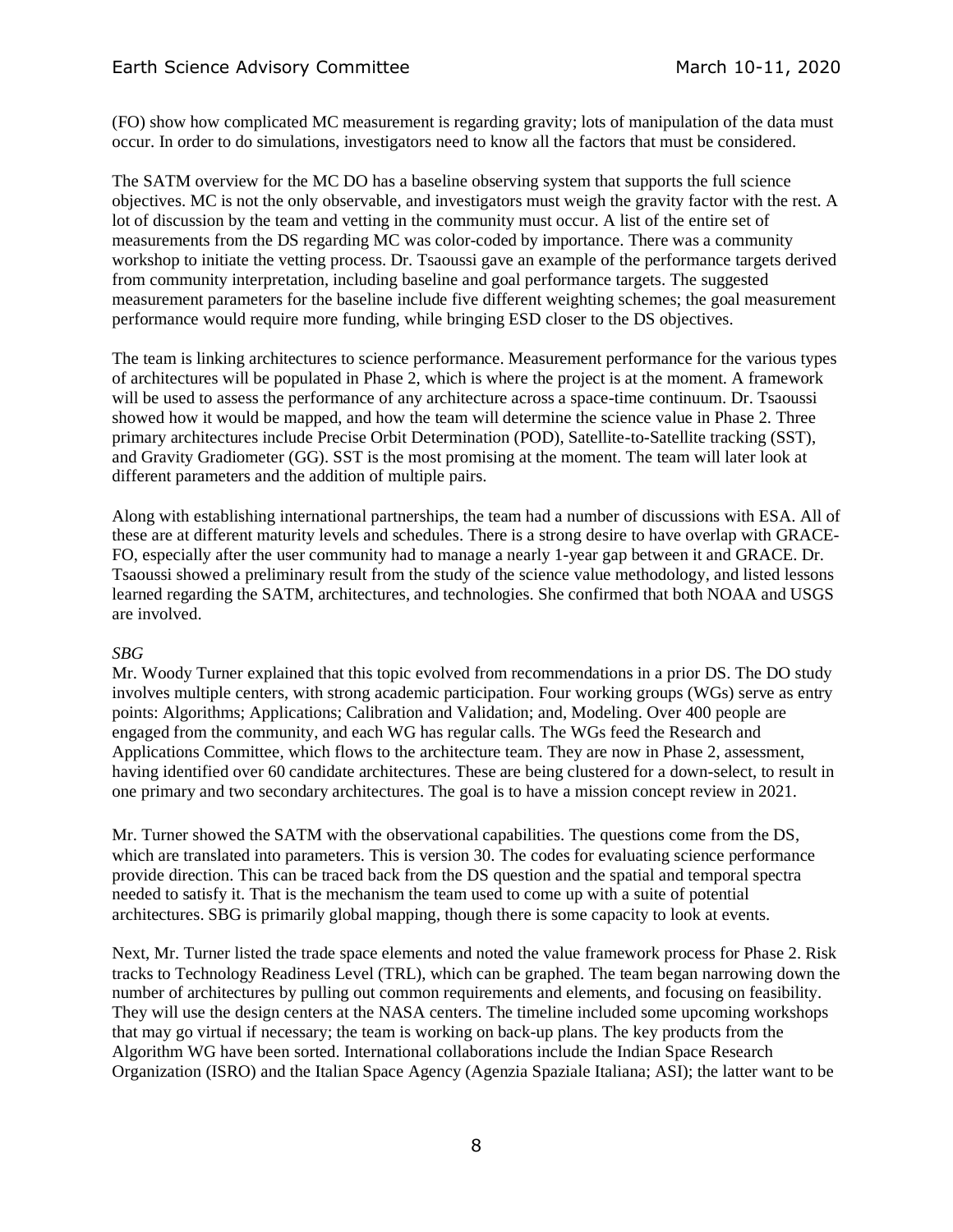(FO) show how complicated MC measurement is regarding gravity; lots of manipulation of the data must occur. In order to do simulations, investigators need to know all the factors that must be considered.

The SATM overview for the MC DO has a baseline observing system that supports the full science objectives. MC is not the only observable, and investigators must weigh the gravity factor with the rest. A lot of discussion by the team and vetting in the community must occur. A list of the entire set of measurements from the DS regarding MC was color-coded by importance. There was a community workshop to initiate the vetting process. Dr. Tsaoussi gave an example of the performance targets derived from community interpretation, including baseline and goal performance targets. The suggested measurement parameters for the baseline include five different weighting schemes; the goal measurement performance would require more funding, while bringing ESD closer to the DS objectives.

The team is linking architectures to science performance. Measurement performance for the various types of architectures will be populated in Phase 2, which is where the project is at the moment. A framework will be used to assess the performance of any architecture across a space-time continuum. Dr. Tsaoussi showed how it would be mapped, and how the team will determine the science value in Phase 2. Three primary architectures include Precise Orbit Determination (POD), Satellite-to-Satellite tracking (SST), and Gravity Gradiometer (GG). SST is the most promising at the moment. The team will later look at different parameters and the addition of multiple pairs.

Along with establishing international partnerships, the team had a number of discussions with ESA. All of these are at different maturity levels and schedules. There is a strong desire to have overlap with GRACE-FO, especially after the user community had to manage a nearly 1-year gap between it and GRACE. Dr. Tsaoussi showed a preliminary result from the study of the science value methodology, and listed lessons learned regarding the SATM, architectures, and technologies. She confirmed that both NOAA and USGS are involved.

*SBG*

Mr. Woody Turner explained that this topic evolved from recommendations in a prior DS. The DO study involves multiple centers, with strong academic participation. Four working groups (WGs) serve as entry points: Algorithms; Applications; Calibration and Validation; and, Modeling. Over 400 people are engaged from the community, and each WG has regular calls. The WGs feed the Research and Applications Committee, which flows to the architecture team. They are now in Phase 2, assessment, having identified over 60 candidate architectures. These are being clustered for a down-select, to result in one primary and two secondary architectures. The goal is to have a mission concept review in 2021.

Mr. Turner showed the SATM with the observational capabilities. The questions come from the DS, which are translated into parameters. This is version 30. The codes for evaluating science performance provide direction. This can be traced back from the DS question and the spatial and temporal spectra needed to satisfy it. That is the mechanism the team used to come up with a suite of potential architectures. SBG is primarily global mapping, though there is some capacity to look at events.

Next, Mr. Turner listed the trade space elements and noted the value framework process for Phase 2. Risk tracks to Technology Readiness Level (TRL), which can be graphed. The team began narrowing down the number of architectures by pulling out common requirements and elements, and focusing on feasibility. They will use the design centers at the NASA centers. The timeline included some upcoming workshops that may go virtual if necessary; the team is working on back-up plans. The key products from the Algorithm WG have been sorted. International collaborations include the Indian Space Research Organization (ISRO) and the Italian Space Agency (Agenzia Spaziale Italiana; ASI); the latter want to be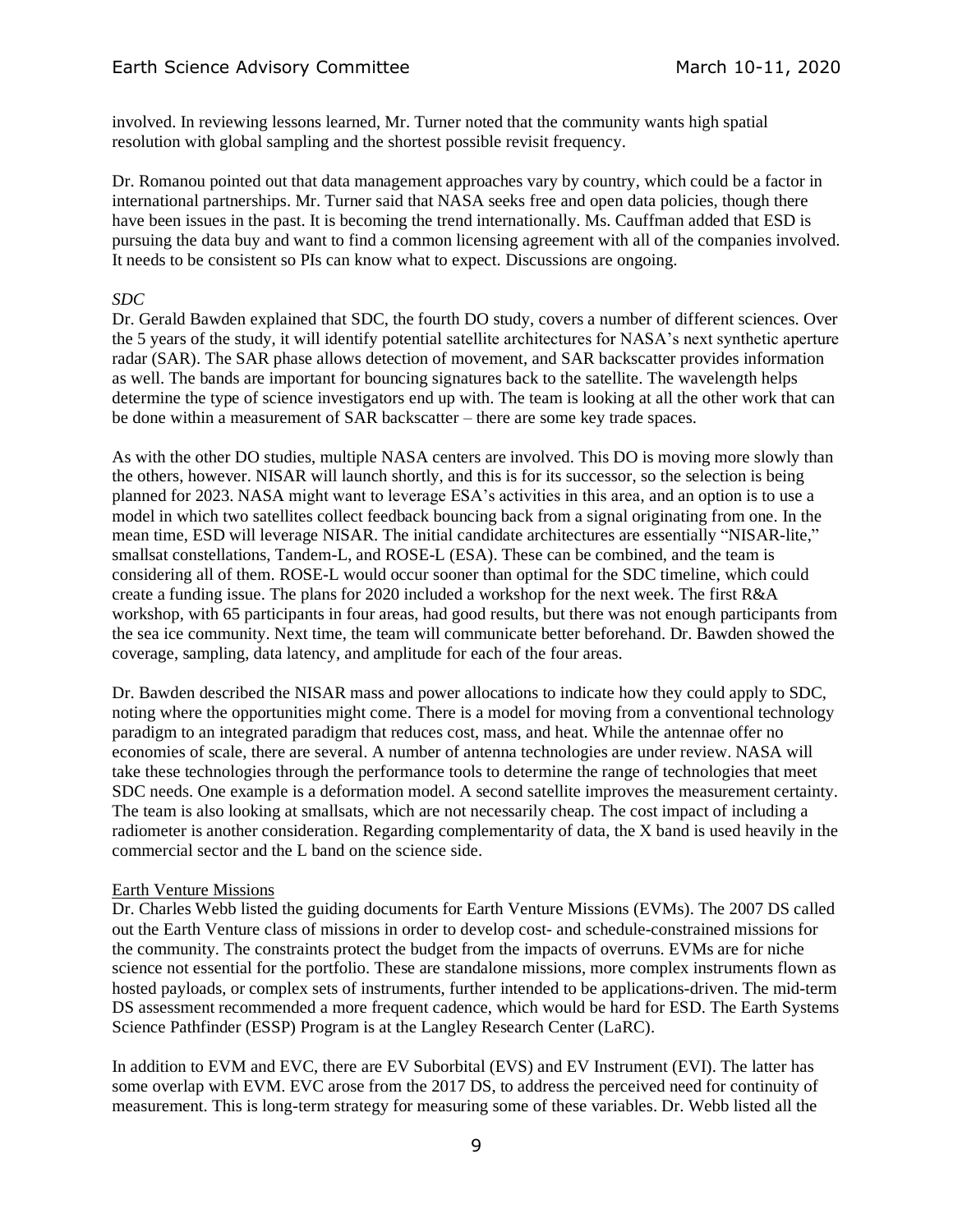involved. In reviewing lessons learned, Mr. Turner noted that the community wants high spatial resolution with global sampling and the shortest possible revisit frequency.

Dr. Romanou pointed out that data management approaches vary by country, which could be a factor in international partnerships. Mr. Turner said that NASA seeks free and open data policies, though there have been issues in the past. It is becoming the trend internationally. Ms. Cauffman added that ESD is pursuing the data buy and want to find a common licensing agreement with all of the companies involved. It needs to be consistent so PIs can know what to expect. Discussions are ongoing.

*SDC*

Dr. Gerald Bawden explained that SDC, the fourth DO study, covers a number of different sciences. Over the 5 years of the study, it will identify potential satellite architectures for NASA's next synthetic aperture radar (SAR). The SAR phase allows detection of movement, and SAR backscatter provides information as well. The bands are important for bouncing signatures back to the satellite. The wavelength helps determine the type of science investigators end up with. The team is looking at all the other work that can be done within a measurement of SAR backscatter – there are some key trade spaces.

As with the other DO studies, multiple NASA centers are involved. This DO is moving more slowly than the others, however. NISAR will launch shortly, and this is for its successor, so the selection is being planned for 2023. NASA might want to leverage ESA's activities in this area, and an option is to use a model in which two satellites collect feedback bouncing back from a signal originating from one. In the mean time, ESD will leverage NISAR. The initial candidate architectures are essentially "NISAR-lite," smallsat constellations, Tandem-L, and ROSE-L (ESA). These can be combined, and the team is considering all of them. ROSE-L would occur sooner than optimal for the SDC timeline, which could create a funding issue. The plans for 2020 included a workshop for the next week. The first R&A workshop, with 65 participants in four areas, had good results, but there was not enough participants from the sea ice community. Next time, the team will communicate better beforehand. Dr. Bawden showed the coverage, sampling, data latency, and amplitude for each of the four areas.

Dr. Bawden described the NISAR mass and power allocations to indicate how they could apply to SDC, noting where the opportunities might come. There is a model for moving from a conventional technology paradigm to an integrated paradigm that reduces cost, mass, and heat. While the antennae offer no economies of scale, there are several. A number of antenna technologies are under review. NASA will take these technologies through the performance tools to determine the range of technologies that meet SDC needs. One example is a deformation model. A second satellite improves the measurement certainty. The team is also looking at smallsats, which are not necessarily cheap. The cost impact of including a radiometer is another consideration. Regarding complementarity of data, the X band is used heavily in the commercial sector and the L band on the science side.

<u>Earth Venture Missions</u>

Dr. Charles Webb listed the guiding documents for Earth Venture Missions (EVMs). The 2007 DS called out the Earth Venture class of missions in order to develop cost- and schedule-constrained missions for the community. The constraints protect the budget from the impacts of overruns. EVMs are for niche science not essential for the portfolio. These are standalone missions, more complex instruments flown as hosted payloads, or complex sets of instruments, further intended to be applications-driven. The mid-term DS assessment recommended a more frequent cadence, which would be hard for ESD. The Earth Systems Science Pathfinder (ESSP) Program is at the Langley Research Center (LaRC).

In addition to EVM and EVC, there are EV Suborbital (EVS) and EV Instrument (EVI). The latter has some overlap with EVM. EVC arose from the 2017 DS, to address the perceived need for continuity of measurement. This is long-term strategy for measuring some of these variables. Dr. Webb listed all the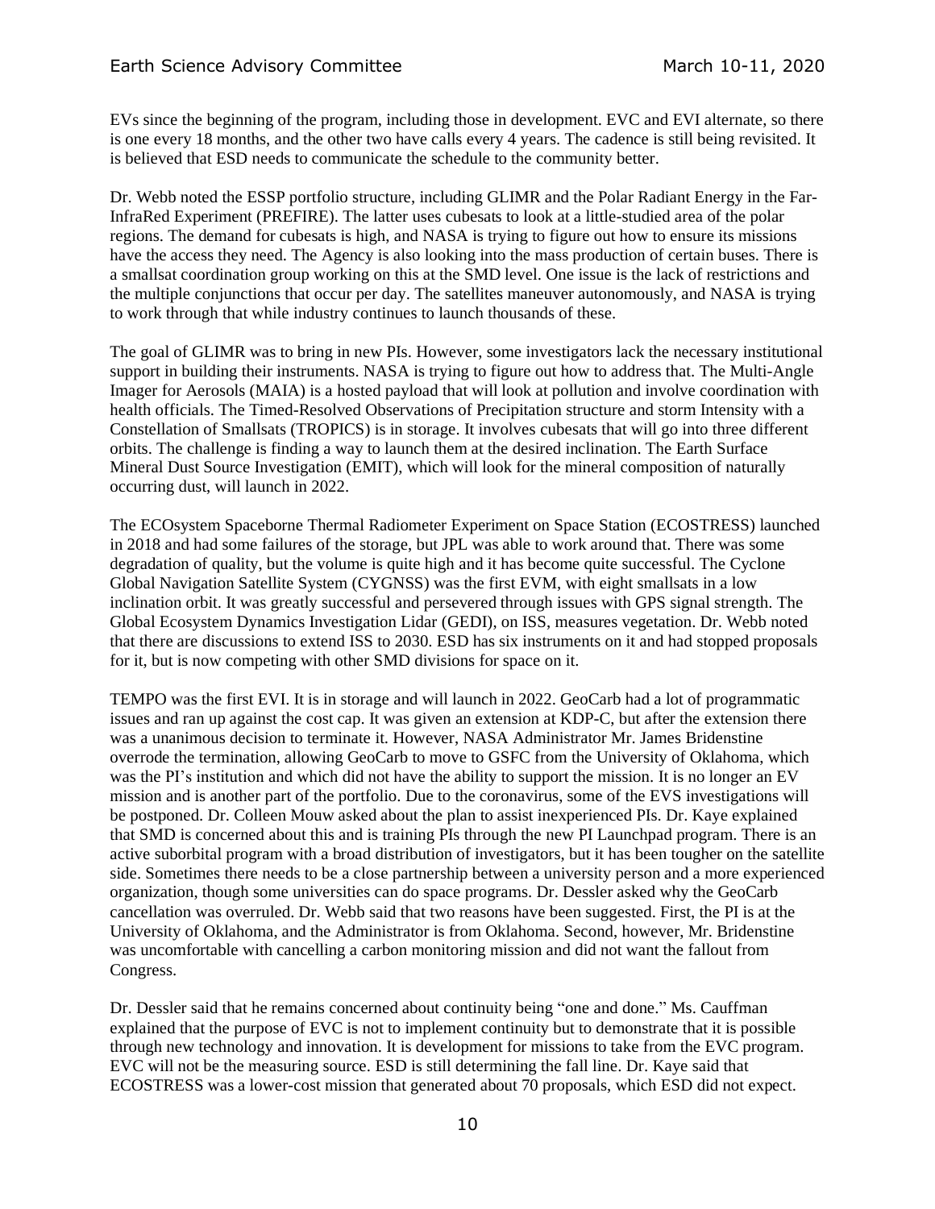EVs since the beginning of the program, including those in development. EVC and EVI alternate, so there is one every 18 months, and the other two have calls every 4 years. The cadence is still being revisited. It is believed that ESD needs to communicate the schedule to the community better.

Dr. Webb noted the ESSP portfolio structure, including GLIMR and the Polar Radiant Energy in the Far-InfraRed Experiment (PREFIRE). The latter uses cubesats to look at a little-studied area of the polar regions. The demand for cubesats is high, and NASA is trying to figure out how to ensure its missions have the access they need. The Agency is also looking into the mass production of certain buses. There is a smallsat coordination group working on this at the SMD level. One issue is the lack of restrictions and the multiple conjunctions that occur per day. The satellites maneuver autonomously, and NASA is trying to work through that while industry continues to launch thousands of these.

The goal of GLIMR was to bring in new PIs. However, some investigators lack the necessary institutional support in building their instruments. NASA is trying to figure out how to address that. The Multi-Angle Imager for Aerosols (MAIA) is a hosted payload that will look at pollution and involve coordination with health officials. The Timed-Resolved Observations of Precipitation structure and storm Intensity with a Constellation of Smallsats (TROPICS) is in storage. It involves cubesats that will go into three different orbits. The challenge is finding a way to launch them at the desired inclination. The Earth Surface Mineral Dust Source Investigation (EMIT), which will look for the mineral composition of naturally occurring dust, will launch in 2022.

The ECOsystem Spaceborne Thermal Radiometer Experiment on Space Station (ECOSTRESS) launched in 2018 and had some failures of the storage, but JPL was able to work around that. There was some degradation of quality, but the volume is quite high and it has become quite successful. The Cyclone Global Navigation Satellite System (CYGNSS) was the first EVM, with eight smallsats in a low inclination orbit. It was greatly successful and persevered through issues with GPS signal strength. The Global Ecosystem Dynamics Investigation Lidar (GEDI), on ISS, measures vegetation. Dr. Webb noted that there are discussions to extend ISS to 2030. ESD has six instruments on it and had stopped proposals for it, but is now competing with other SMD divisions for space on it.

TEMPO was the first EVI. It is in storage and will launch in 2022. GeoCarb had a lot of programmatic issues and ran up against the cost cap. It was given an extension at KDP-C, but after the extension there was a unanimous decision to terminate it. However, NASA Administrator Mr. James Bridenstine overrode the termination, allowing GeoCarb to move to GSFC from the University of Oklahoma, which was the PI's institution and which did not have the ability to support the mission. It is no longer an EV mission and is another part of the portfolio. Due to the coronavirus, some of the EVS investigations will be postponed. Dr. Colleen Mouw asked about the plan to assist inexperienced PIs. Dr. Kaye explained that SMD is concerned about this and is training PIs through the new PI Launchpad program. There is an active suborbital program with a broad distribution of investigators, but it has been tougher on the satellite side. Sometimes there needs to be a close partnership between a university person and a more experienced organization, though some universities can do space programs. Dr. Dessler asked why the GeoCarb cancellation was overruled. Dr. Webb said that two reasons have been suggested. First, the PI is at the University of Oklahoma, and the Administrator is from Oklahoma. Second, however, Mr. Bridenstine was uncomfortable with cancelling a carbon monitoring mission and did not want the fallout from Congress.

Dr. Dessler said that he remains concerned about continuity being "one and done." Ms. Cauffman explained that the purpose of EVC is not to implement continuity but to demonstrate that it is possible through new technology and innovation. It is development for missions to take from the EVC program. EVC will not be the measuring source. ESD is still determining the fall line. Dr. Kaye said that ECOSTRESS was a lower-cost mission that generated about 70 proposals, which ESD did not expect.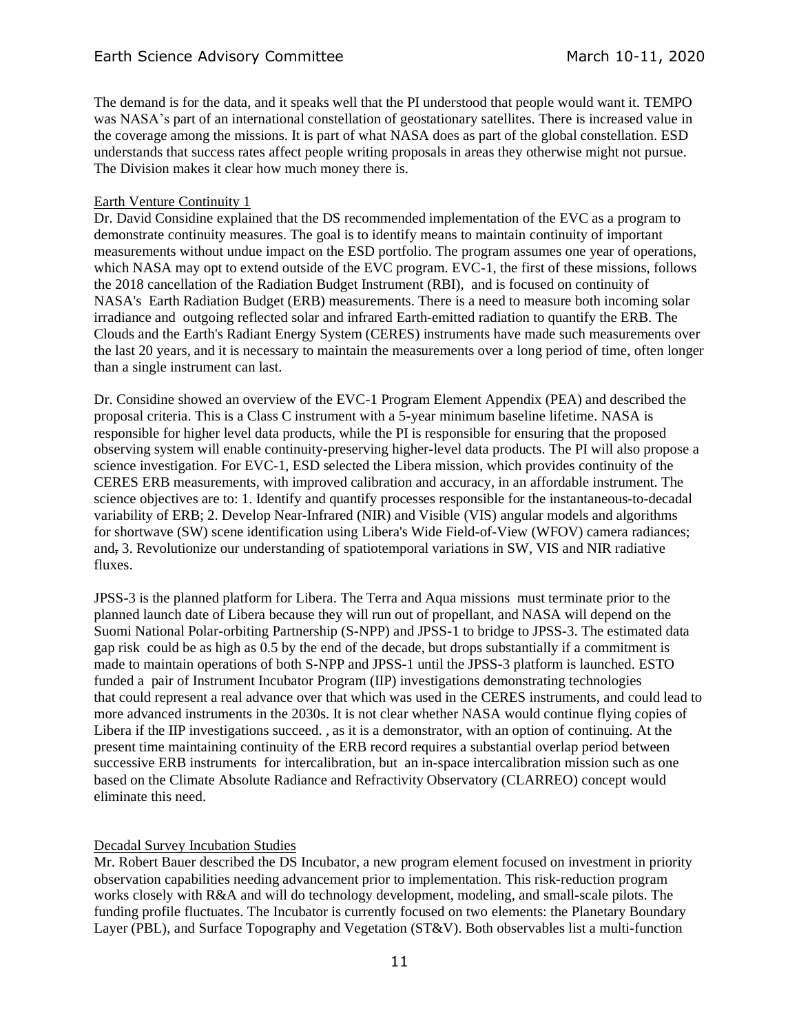The demand is for the data, and it speaks well that the PI understood that people would want it. TEMPO was NASA's part of an international constellation of geostationary satellites. There is increased value in the coverage among the missions. It is part of what NASA does as part of the global constellation. ESD understands that success rates affect people writing proposals in areas they otherwise might not pursue. The Division makes it clear how much money there is.

Earth Venture Continuity 1

Dr. David Considine explained that the DS recommended implementation of the EVC as a program to demonstrate continuity measures. The goal is to identify means to maintain continuity of important measurements without undue impact on the ESD portfolio. The program assumes one year of operations, which NASA may opt to extend outside of the EVC program. EVC-1, the first of these missions, follows the 2018 cancellation of the Radiation Budget Instrument (RBI), and is focused on continuity of NASA's Earth Radiation Budget (ERB) measurements. There is a need to measure both incoming solar irradiance and outgoing reflected solar and infrared Earth-emitted radiation to quantify the ERB. The Clouds and the Earth's Radiant Energy System (CERES) instruments have made such measurements over the last 20 years, and it is necessary to maintain the measurements over a long period of time, often longer than a single instrument can last.

Dr. Considine showed an overview of the EVC-1 Program Element Appendix (PEA) and described the proposal criteria. This is a Class C instrument with a 5-year minimum baseline lifetime. NASA is responsible for higher level data products, while the PI is responsible for ensuring that the proposed observing system will enable continuity-preserving higher-level data products. The PI will also propose a science investigation. For EVC-1, ESD selected the Libera mission, which provides continuity of the CERES ERB measurements, with improved calibration and accuracy, in an affordable instrument. The science objectives are to: 1. Identify and quantify processes responsible for the instantaneous-to-decadal variability of ERB; 2. Develop Near-Infrared (NIR) and Visible (VIS) angular models and algorithms for shortwave (SW) scene identification using Libera's Wide Field-of-View (WFOV) camera radiances; and, 3. Revolutionize our understanding of spatiotemporal variations in SW, VIS and NIR radiative fluxes.

JPSS-3 is the planned platform for Libera. The Terra and Aqua missions must terminate prior to the planned launch date of Libera because they will run out of propellant, and NASA will depend on the Suomi National Polar-orbiting Partnership (S-NPP) and JPSS-1 to bridge to JPSS-3. The estimated data gap risk could be as high as 0.5 by the end of the decade, but drops substantially if a commitment is made to maintain operations of both S-NPP and JPSS-1 until the JPSS-3 platform is launched. ESTO funded a pair of Instrument Incubator Program (IIP) investigations demonstrating technologies that could represent a real advance over that which was used in the CERES instruments, and could lead to more advanced instruments in the 2030s. It is not clear whether NASA would continue flying copies of Libera if the IIP investigations succeed. , as it is a demonstrator, with an option of continuing. At the present time maintaining continuity of the ERB record requires a substantial overlap period between successive ERB instruments for intercalibration, but an in-space intercalibration mission such as one based on the Climate Absolute Radiance and Refractivity Observatory (CLARREO) concept would eliminate this need.

Decadal Survey Incubation Studies

Mr. Robert Bauer described the DS Incubator, a new program element focused on investment in priority observation capabilities needing advancement prior to implementation. This risk-reduction program works closely with R&A and will do technology development, modeling, and small-scale pilots. The funding profile fluctuates. The Incubator is currently focused on two elements: the Planetary Boundary Layer (PBL), and Surface Topography and Vegetation (ST&V). Both observables list a multi-function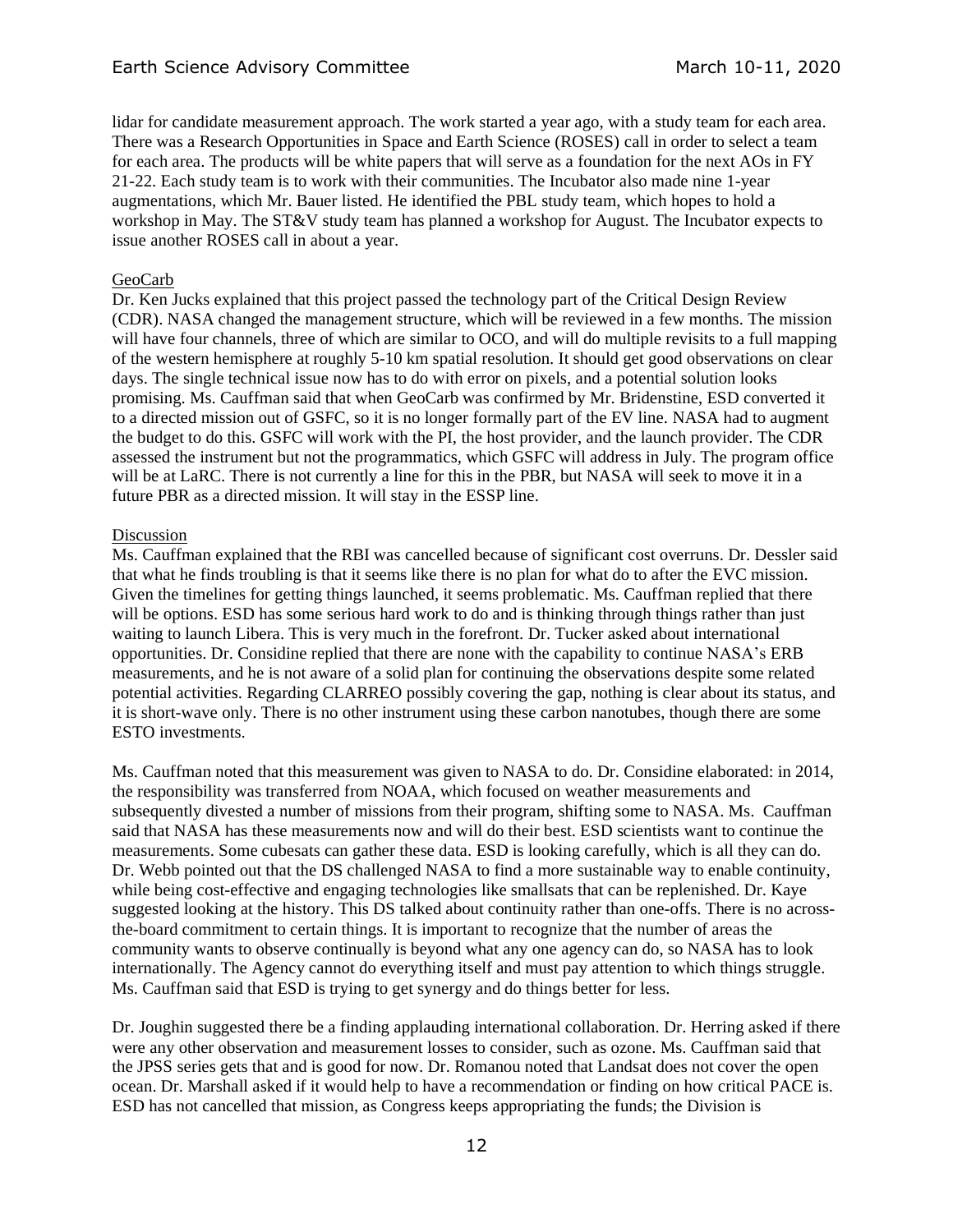lidar for candidate measurement approach. The work started a year ago, with a study team for each area. There was a Research Opportunities in Space and Earth Science (ROSES) call in order to select a team for each area. The products will be white papers that will serve as a foundation for the next AOs in FY 21-22. Each study team is to work with their communities. The Incubator also made nine 1-year augmentations, which Mr. Bauer listed. He identified the PBL study team, which hopes to hold a workshop in May. The ST&V study team has planned a workshop for August. The Incubator expects to issue another ROSES call in about a year.

GeoCarb

Dr. Ken Jucks explained that this project passed the technology part of the Critical Design Review (CDR). NASA changed the management structure, which will be reviewed in a few months. The mission will have four channels, three of which are similar to OCO, and will do multiple revisits to a full mapping of the western hemisphere at roughly 5-10 km spatial resolution. It should get good observations on clear days. The single technical issue now has to do with error on pixels, and a potential solution looks promising. Ms. Cauffman said that when GeoCarb was confirmed by Mr. Bridenstine, ESD converted it to a directed mission out of GSFC, so it is no longer formally part of the EV line. NASA had to augment the budget to do this. GSFC will work with the PI, the host provider, and the launch provider. The CDR assessed the instrument but not the programmatics, which GSFC will address in July. The program office will be at LaRC. There is not currently a line for this in the PBR, but NASA will seek to move it in a future PBR as a directed mission. It will stay in the ESSP line.

Discussion

Ms. Cauffman explained that the RBI was cancelled because of significant cost overruns. Dr. Dessler said that what he finds troubling is that it seems like there is no plan for what do to after the EVC mission. Given the timelines for getting things launched, it seems problematic. Ms. Cauffman replied that there will be options. ESD has some serious hard work to do and is thinking through things rather than just waiting to launch Libera. This is very much in the forefront. Dr. Tucker asked about international opportunities. Dr. Considine replied that there are none with the capability to continue NASA's ERB measurements, and he is not aware of a solid plan for continuing the observations despite some related potential activities. Regarding CLARREO possibly covering the gap, nothing is clear about its status, and it is short-wave only. There is no other instrument using these carbon nanotubes, though there are some ESTO investments.

Ms. Cauffman noted that this measurement was given to NASA to do. Dr. Considine elaborated: in 2014, the responsibility was transferred from NOAA, which focused on weather measurements and subsequently divested a number of missions from their program, shifting some to NASA. Ms. Cauffman said that NASA has these measurements now and will do their best. ESD scientists want to continue the measurements. Some cubesats can gather these data. ESD is looking carefully, which is all they can do. Dr. Webb pointed out that the DS challenged NASA to find a more sustainable way to enable continuity, while being cost-effective and engaging technologies like smallsats that can be replenished. Dr. Kaye suggested looking at the history. This DS talked about continuity rather than one-offs. There is no across-the-board commitment to certain things. It is important to recognize that the number of areas the community wants to observe continually is beyond what any one agency can do, so NASA has to look internationally. The Agency cannot do everything itself and must pay attention to which things struggle. Ms. Cauffman said that ESD is trying to get synergy and do things better for less.

Dr. Joughin suggested there be a finding applauding international collaboration. Dr. Herring asked if there were any other observation and measurement losses to consider, such as ozone. Ms. Cauffman said that the JPSS series gets that and is good for now. Dr. Romanou noted that Landsat does not cover the open ocean. Dr. Marshall asked if it would help to have a recommendation or finding on how critical PACE is. ESD has not cancelled that mission, as Congress keeps appropriating the funds; the Division is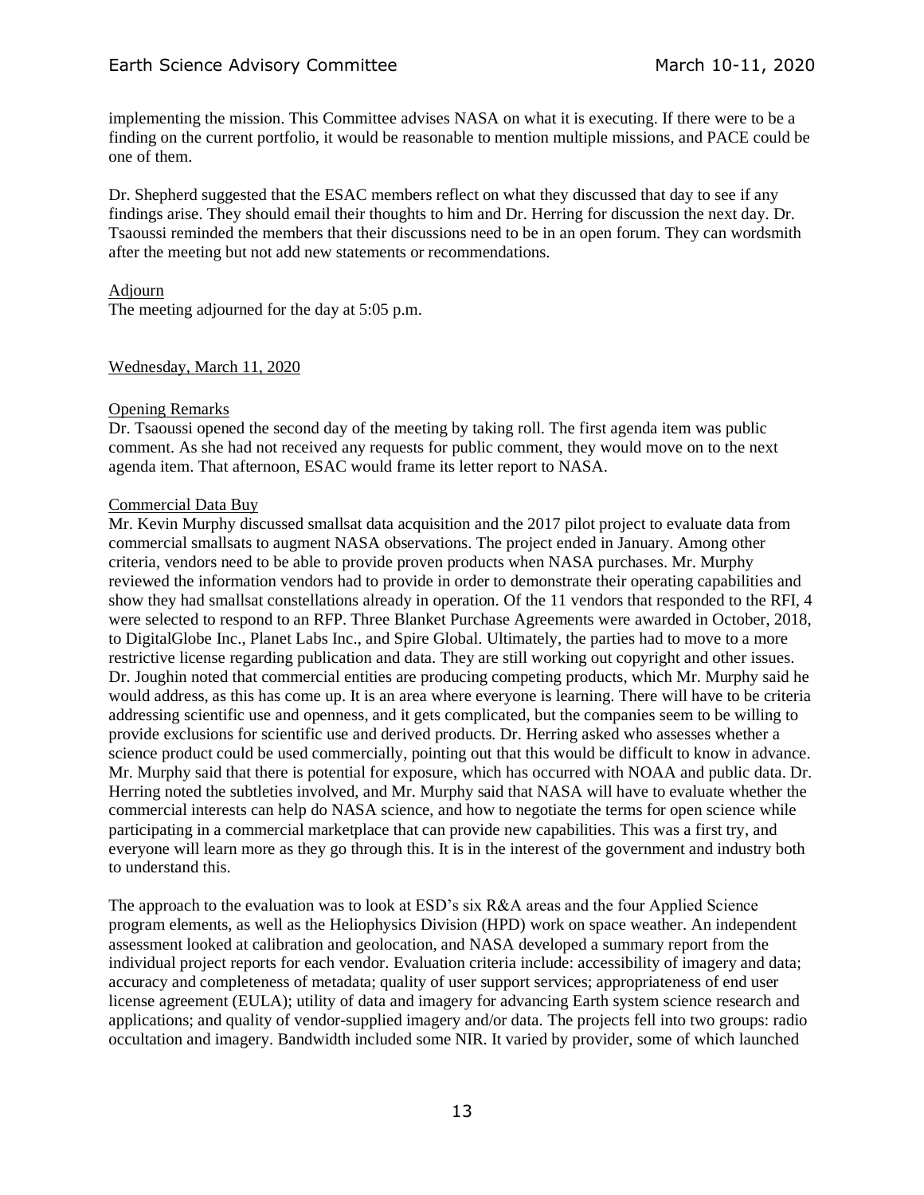implementing the mission. This Committee advises NASA on what it is executing. If there were to be a finding on the current portfolio, it would be reasonable to mention multiple missions, and PACE could be one of them.

Dr. Shepherd suggested that the ESAC members reflect on what they discussed that day to see if any findings arise. They should email their thoughts to him and Dr. Herring for discussion the next day. Dr. Tsaoussi reminded the members that their discussions need to be in an open forum. They can wordsmith after the meeting but not add new statements or recommendations.

Adjourn

The meeting adjourned for the day at 5:05 p.m.

Wednesday, March 11, 2020

Opening Remarks

Dr. Tsaoussi opened the second day of the meeting by taking roll. The first agenda item was public comment. As she had not received any requests for public comment, they would move on to the next agenda item. That afternoon, ESAC would frame its letter report to NASA.

Commercial Data Buy

Mr. Kevin Murphy discussed smallsat data acquisition and the 2017 pilot project to evaluate data from commercial smallsats to augment NASA observations. The project ended in January. Among other criteria, vendors need to be able to provide proven products when NASA purchases. Mr. Murphy reviewed the information vendors had to provide in order to demonstrate their operating capabilities and show they had smallsat constellations already in operation. Of the 11 vendors that responded to the RFI, 4 were selected to respond to an RFP. Three Blanket Purchase Agreements were awarded in October, 2018, to DigitalGlobe Inc., Planet Labs Inc., and Spire Global. Ultimately, the parties had to move to a more restrictive license regarding publication and data. They are still working out copyright and other issues. Dr. Joughin noted that commercial entities are producing competing products, which Mr. Murphy said he would address, as this has come up. It is an area where everyone is learning. There will have to be criteria addressing scientific use and openness, and it gets complicated, but the companies seem to be willing to provide exclusions for scientific use and derived products. Dr. Herring asked who assesses whether a science product could be used commercially, pointing out that this would be difficult to know in advance. Mr. Murphy said that there is potential for exposure, which has occurred with NOAA and public data. Dr. Herring noted the subtleties involved, and Mr. Murphy said that NASA will have to evaluate whether the commercial interests can help do NASA science, and how to negotiate the terms for open science while participating in a commercial marketplace that can provide new capabilities. This was a first try, and everyone will learn more as they go through this. It is in the interest of the government and industry both to understand this.

The approach to the evaluation was to look at ESD's six R&A areas and the four Applied Science program elements, as well as the Heliophysics Division (HPD) work on space weather. An independent assessment looked at calibration and geolocation, and NASA developed a summary report from the individual project reports for each vendor. Evaluation criteria include: accessibility of imagery and data; accuracy and completeness of metadata; quality of user support services; appropriateness of end user license agreement (EULA); utility of data and imagery for advancing Earth system science research and applications; and quality of vendor-supplied imagery and/or data. The projects fell into two groups: radio occultation and imagery. Bandwidth included some NIR. It varied by provider, some of which launched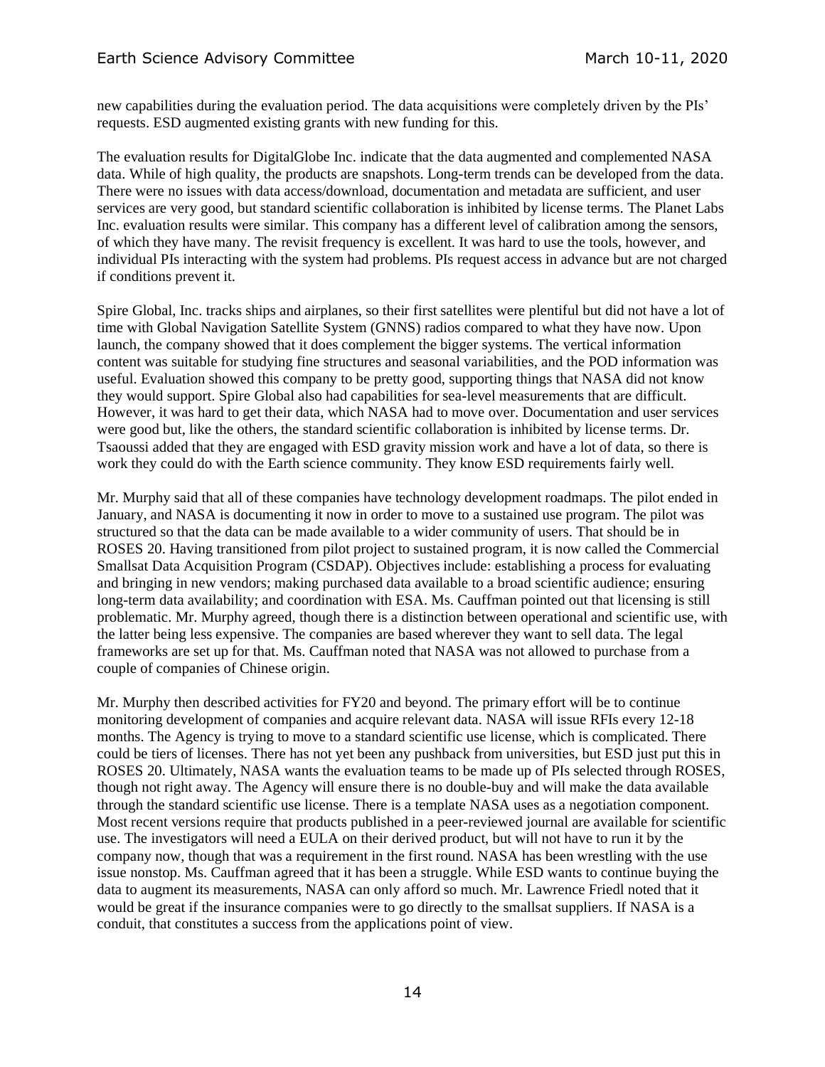new capabilities during the evaluation period. The data acquisitions were completely driven by the PIs' requests. ESD augmented existing grants with new funding for this.

The evaluation results for DigitalGlobe Inc. indicate that the data augmented and complemented NASA data. While of high quality, the products are snapshots. Long-term trends can be developed from the data. There were no issues with data access/download, documentation and metadata are sufficient, and user services are very good, but standard scientific collaboration is inhibited by license terms. The Planet Labs Inc. evaluation results were similar. This company has a different level of calibration among the sensors, of which they have many. The revisit frequency is excellent. It was hard to use the tools, however, and individual PIs interacting with the system had problems. PIs request access in advance but are not charged if conditions prevent it.

Spire Global, Inc. tracks ships and airplanes, so their first satellites were plentiful but did not have a lot of time with Global Navigation Satellite System (GNNS) radios compared to what they have now. Upon launch, the company showed that it does complement the bigger systems. The vertical information content was suitable for studying fine structures and seasonal variabilities, and the POD information was useful. Evaluation showed this company to be pretty good, supporting things that NASA did not know they would support. Spire Global also had capabilities for sea-level measurements that are difficult. However, it was hard to get their data, which NASA had to move over. Documentation and user services were good but, like the others, the standard scientific collaboration is inhibited by license terms. Dr. Tsaoussi added that they are engaged with ESD gravity mission work and have a lot of data, so there is work they could do with the Earth science community. They know ESD requirements fairly well.

Mr. Murphy said that all of these companies have technology development roadmaps. The pilot ended in January, and NASA is documenting it now in order to move to a sustained use program. The pilot was structured so that the data can be made available to a wider community of users. That should be in ROSES 20. Having transitioned from pilot project to sustained program, it is now called the Commercial Smallsat Data Acquisition Program (CSDAP). Objectives include: establishing a process for evaluating and bringing in new vendors; making purchased data available to a broad scientific audience; ensuring long-term data availability; and coordination with ESA. Ms. Cauffman pointed out that licensing is still problematic. Mr. Murphy agreed, though there is a distinction between operational and scientific use, with the latter being less expensive. The companies are based wherever they want to sell data. The legal frameworks are set up for that. Ms. Cauffman noted that NASA was not allowed to purchase from a couple of companies of Chinese origin.

Mr. Murphy then described activities for FY20 and beyond. The primary effort will be to continue monitoring development of companies and acquire relevant data. NASA will issue RFIs every 12-18 months. The Agency is trying to move to a standard scientific use license, which is complicated. There could be tiers of licenses. There has not yet been any pushback from universities, but ESD just put this in ROSES 20. Ultimately, NASA wants the evaluation teams to be made up of PIs selected through ROSES, though not right away. The Agency will ensure there is no double-buy and will make the data available through the standard scientific use license. There is a template NASA uses as a negotiation component. Most recent versions require that products published in a peer-reviewed journal are available for scientific use. The investigators will need a EULA on their derived product, but will not have to run it by the company now, though that was a requirement in the first round. NASA has been wrestling with the use issue nonstop. Ms. Cauffman agreed that it has been a struggle. While ESD wants to continue buying the data to augment its measurements, NASA can only afford so much. Mr. Lawrence Friedl noted that it would be great if the insurance companies were to go directly to the smallsat suppliers. If NASA is a conduit, that constitutes a success from the applications point of view.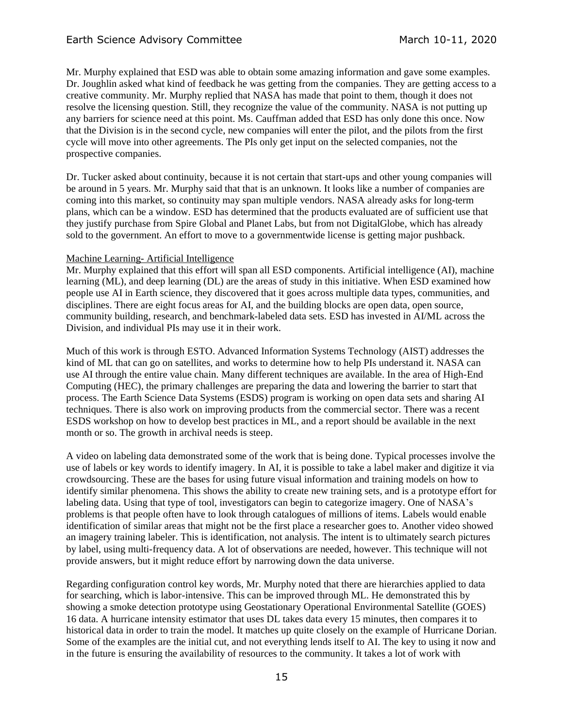Mr. Murphy explained that ESD was able to obtain some amazing information and gave some examples. Dr. Joughlin asked what kind of feedback he was getting from the companies. They are getting access to a creative community. Mr. Murphy replied that NASA has made that point to them, though it does not resolve the licensing question. Still, they recognize the value of the community. NASA is not putting up any barriers for science need at this point. Ms. Cauffman added that ESD has only done this once. Now that the Division is in the second cycle, new companies will enter the pilot, and the pilots from the first cycle will move into other agreements. The PIs only get input on the selected companies, not the prospective companies.

Dr. Tucker asked about continuity, because it is not certain that start-ups and other young companies will be around in 5 years. Mr. Murphy said that that is an unknown. It looks like a number of companies are coming into this market, so continuity may span multiple vendors. NASA already asks for long-term plans, which can be a window. ESD has determined that the products evaluated are of sufficient use that they justify purchase from Spire Global and Planet Labs, but from not DigitalGlobe, which has already sold to the government. An effort to move to a governmentwide license is getting major pushback.

Machine Learning- Artificial Intelligence

Mr. Murphy explained that this effort will span all ESD components. Artificial intelligence (AI), machine learning (ML), and deep learning (DL) are the areas of study in this initiative. When ESD examined how people use AI in Earth science, they discovered that it goes across multiple data types, communities, and disciplines. There are eight focus areas for AI, and the building blocks are open data, open source, community building, research, and benchmark-labeled data sets. ESD has invested in AI/ML across the Division, and individual PIs may use it in their work.

Much of this work is through ESTO. Advanced Information Systems Technology (AIST) addresses the kind of ML that can go on satellites, and works to determine how to help PIs understand it. NASA can use AI through the entire value chain. Many different techniques are available. In the area of High-End Computing (HEC), the primary challenges are preparing the data and lowering the barrier to start that process. The Earth Science Data Systems (ESDS) program is working on open data sets and sharing AI techniques. There is also work on improving products from the commercial sector. There was a recent ESDS workshop on how to develop best practices in ML, and a report should be available in the next month or so. The growth in archival needs is steep.

A video on labeling data demonstrated some of the work that is being done. Typical processes involve the use of labels or key words to identify imagery. In AI, it is possible to take a label maker and digitize it via crowdsourcing. These are the bases for using future visual information and training models on how to identify similar phenomena. This shows the ability to create new training sets, and is a prototype effort for labeling data. Using that type of tool, investigators can begin to categorize imagery. One of NASA's problems is that people often have to look through catalogues of millions of items. Labels would enable identification of similar areas that might not be the first place a researcher goes to. Another video showed an imagery training labeler. This is identification, not analysis. The intent is to ultimately search pictures by label, using multi-frequency data. A lot of observations are needed, however. This technique will not provide answers, but it might reduce effort by narrowing down the data universe.

Regarding configuration control key words, Mr. Murphy noted that there are hierarchies applied to data for searching, which is labor-intensive. This can be improved through ML. He demonstrated this by showing a smoke detection prototype using Geostationary Operational Environmental Satellite (GOES) 16 data. A hurricane intensity estimator that uses DL takes data every 15 minutes, then compares it to historical data in order to train the model. It matches up quite closely on the example of Hurricane Dorian. Some of the examples are the initial cut, and not everything lends itself to AI. The key to using it now and in the future is ensuring the availability of resources to the community. It takes a lot of work with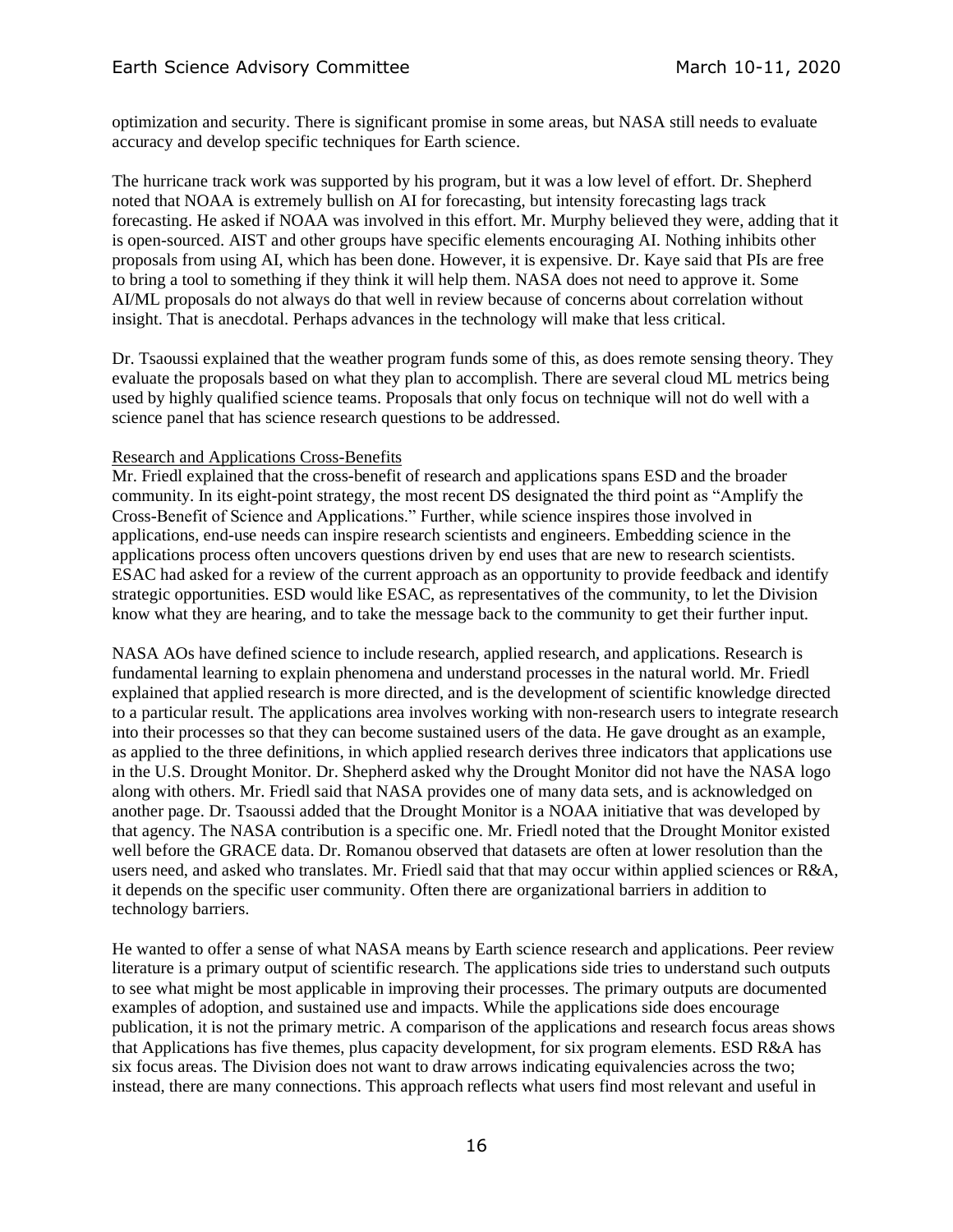optimization and security. There is significant promise in some areas, but NASA still needs to evaluate accuracy and develop specific techniques for Earth science.

The hurricane track work was supported by his program, but it was a low level of effort. Dr. Shepherd noted that NOAA is extremely bullish on AI for forecasting, but intensity forecasting lags track forecasting. He asked if NOAA was involved in this effort. Mr. Murphy believed they were, adding that it is open-sourced. AIST and other groups have specific elements encouraging AI. Nothing inhibits other proposals from using AI, which has been done. However, it is expensive. Dr. Kaye said that PIs are free to bring a tool to something if they think it will help them. NASA does not need to approve it. Some AI/ML proposals do not always do that well in review because of concerns about correlation without insight. That is anecdotal. Perhaps advances in the technology will make that less critical.

Dr. Tsaoussi explained that the weather program funds some of this, as does remote sensing theory. They evaluate the proposals based on what they plan to accomplish. There are several cloud ML metrics being used by highly qualified science teams. Proposals that only focus on technique will not do well with a science panel that has science research questions to be addressed.

Research and Applications Cross-Benefits

Mr. Friedl explained that the cross-benefit of research and applications spans ESD and the broader community. In its eight-point strategy, the most recent DS designated the third point as "Amplify the Cross-Benefit of Science and Applications." Further, while science inspires those involved in applications, end-use needs can inspire research scientists and engineers. Embedding science in the applications process often uncovers questions driven by end uses that are new to research scientists. ESAC had asked for a review of the current approach as an opportunity to provide feedback and identify strategic opportunities. ESD would like ESAC, as representatives of the community, to let the Division know what they are hearing, and to take the message back to the community to get their further input.

NASA AOs have defined science to include research, applied research, and applications. Research is fundamental learning to explain phenomena and understand processes in the natural world. Mr. Friedl explained that applied research is more directed, and is the development of scientific knowledge directed to a particular result. The applications area involves working with non-research users to integrate research into their processes so that they can become sustained users of the data. He gave drought as an example, as applied to the three definitions, in which applied research derives three indicators that applications use in the U.S. Drought Monitor. Dr. Shepherd asked why the Drought Monitor did not have the NASA logo along with others. Mr. Friedl said that NASA provides one of many data sets, and is acknowledged on another page. Dr. Tsaoussi added that the Drought Monitor is a NOAA initiative that was developed by that agency. The NASA contribution is a specific one. Mr. Friedl noted that the Drought Monitor existed well before the GRACE data. Dr. Romanou observed that datasets are often at lower resolution than the users need, and asked who translates. Mr. Friedl said that that may occur within applied sciences or R&A, it depends on the specific user community. Often there are organizational barriers in addition to technology barriers.

He wanted to offer a sense of what NASA means by Earth science research and applications. Peer review literature is a primary output of scientific research. The applications side tries to understand such outputs to see what might be most applicable in improving their processes. The primary outputs are documented examples of adoption, and sustained use and impacts. While the applications side does encourage publication, it is not the primary metric. A comparison of the applications and research focus areas shows that Applications has five themes, plus capacity development, for six program elements. ESD R&A has six focus areas. The Division does not want to draw arrows indicating equivalencies across the two; instead, there are many connections. This approach reflects what users find most relevant and useful in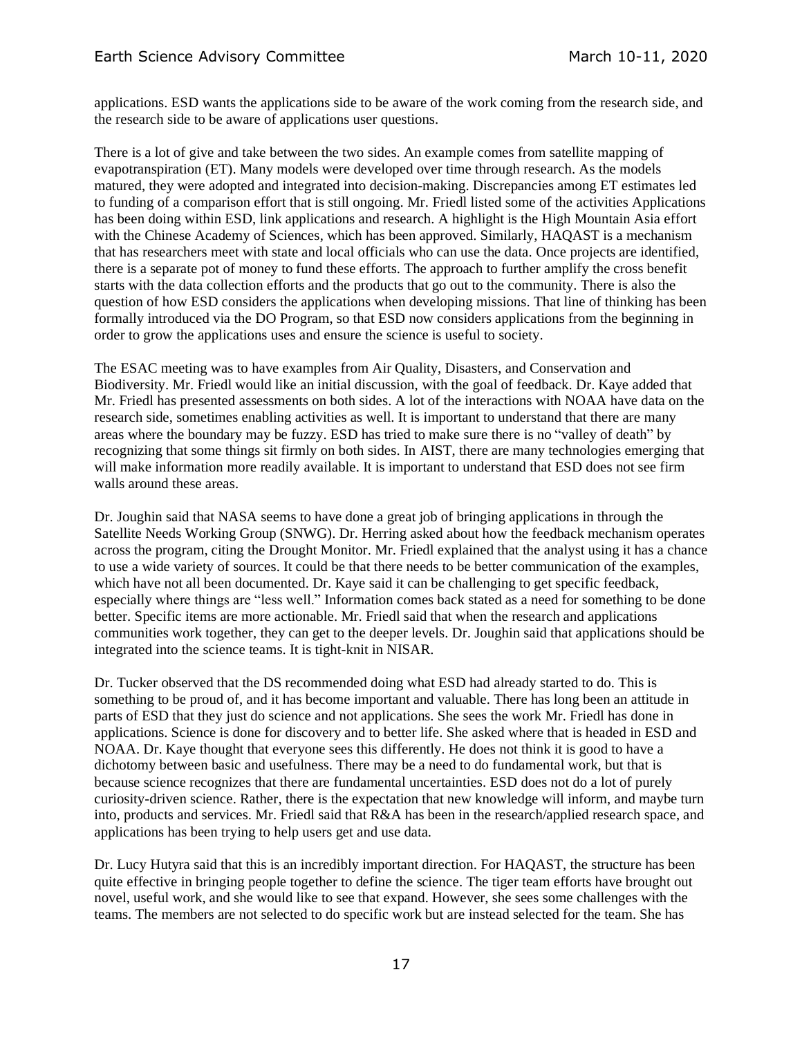applications. ESD wants the applications side to be aware of the work coming from the research side, and the research side to be aware of applications user questions.

There is a lot of give and take between the two sides. An example comes from satellite mapping of evapotranspiration (ET). Many models were developed over time through research. As the models matured, they were adopted and integrated into decision-making. Discrepancies among ET estimates led to funding of a comparison effort that is still ongoing. Mr. Friedl listed some of the activities Applications has been doing within ESD, link applications and research. A highlight is the High Mountain Asia effort with the Chinese Academy of Sciences, which has been approved. Similarly, HAQAST is a mechanism that has researchers meet with state and local officials who can use the data. Once projects are identified, there is a separate pot of money to fund these efforts. The approach to further amplify the cross benefit starts with the data collection efforts and the products that go out to the community. There is also the question of how ESD considers the applications when developing missions. That line of thinking has been formally introduced via the DO Program, so that ESD now considers applications from the beginning in order to grow the applications uses and ensure the science is useful to society.

The ESAC meeting was to have examples from Air Quality, Disasters, and Conservation and Biodiversity. Mr. Friedl would like an initial discussion, with the goal of feedback. Dr. Kaye added that Mr. Friedl has presented assessments on both sides. A lot of the interactions with NOAA have data on the research side, sometimes enabling activities as well. It is important to understand that there are many areas where the boundary may be fuzzy. ESD has tried to make sure there is no "valley of death" by recognizing that some things sit firmly on both sides. In AIST, there are many technologies emerging that will make information more readily available. It is important to understand that ESD does not see firm walls around these areas.

Dr. Joughin said that NASA seems to have done a great job of bringing applications in through the Satellite Needs Working Group (SNWG). Dr. Herring asked about how the feedback mechanism operates across the program, citing the Drought Monitor. Mr. Friedl explained that the analyst using it has a chance to use a wide variety of sources. It could be that there needs to be better communication of the examples, which have not all been documented. Dr. Kaye said it can be challenging to get specific feedback, especially where things are "less well." Information comes back stated as a need for something to be done better. Specific items are more actionable. Mr. Friedl said that when the research and applications communities work together, they can get to the deeper levels. Dr. Joughin said that applications should be integrated into the science teams. It is tight-knit in NISAR.

Dr. Tucker observed that the DS recommended doing what ESD had already started to do. This is something to be proud of, and it has become important and valuable. There has long been an attitude in parts of ESD that they just do science and not applications. She sees the work Mr. Friedl has done in applications. Science is done for discovery and to better life. She asked where that is headed in ESD and NOAA. Dr. Kaye thought that everyone sees this differently. He does not think it is good to have a dichotomy between basic and usefulness. There may be a need to do fundamental work, but that is because science recognizes that there are fundamental uncertainties. ESD does not do a lot of purely curiosity-driven science. Rather, there is the expectation that new knowledge will inform, and maybe turn into, products and services. Mr. Friedl said that R&A has been in the research/applied research space, and applications has been trying to help users get and use data.

Dr. Lucy Hutyra said that this is an incredibly important direction. For HAQAST, the structure has been quite effective in bringing people together to define the science. The tiger team efforts have brought out novel, useful work, and she would like to see that expand. However, she sees some challenges with the teams. The members are not selected to do specific work but are instead selected for the team. She has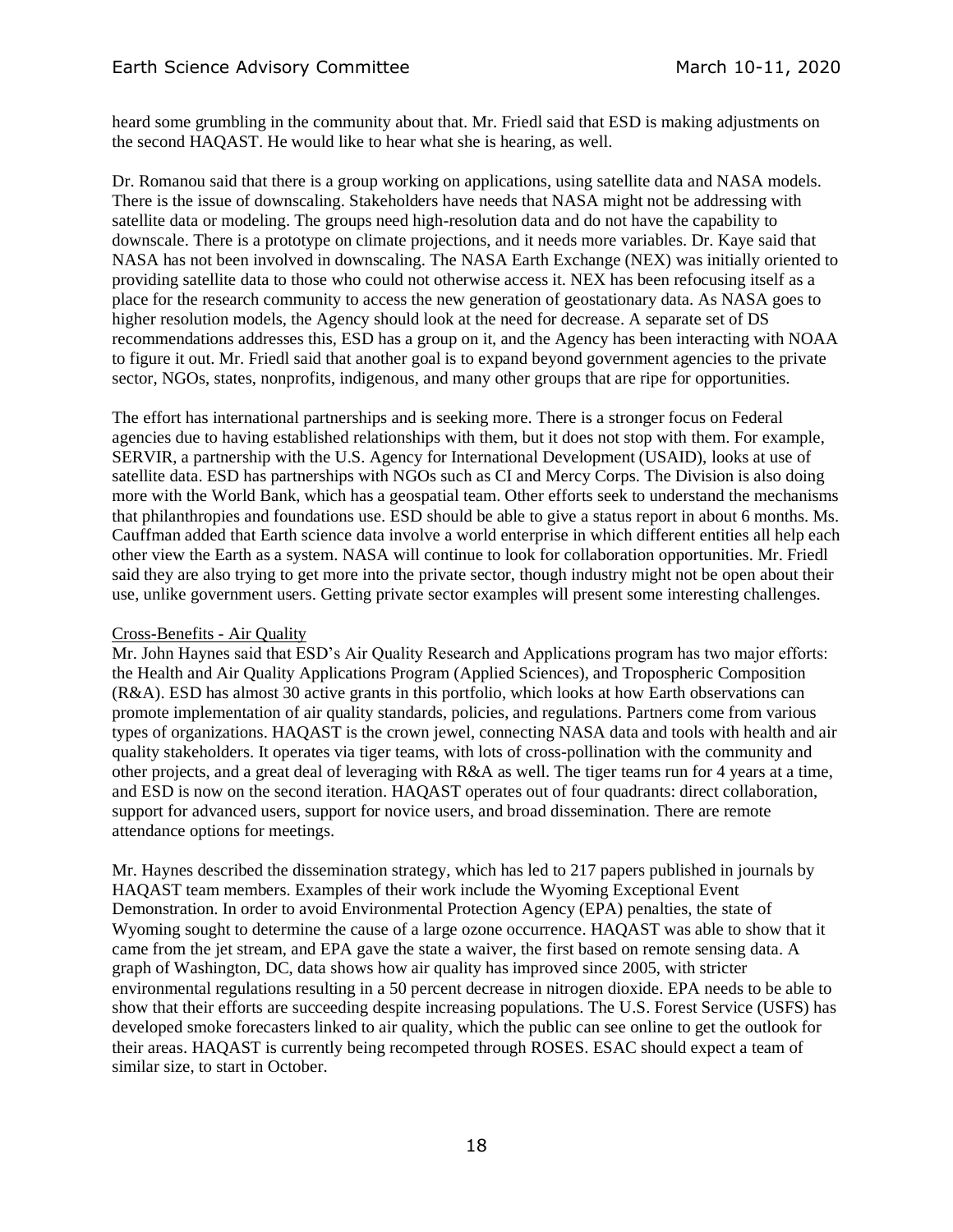heard some grumbling in the community about that. Mr. Friedl said that ESD is making adjustments on the second HAQAST. He would like to hear what she is hearing, as well.

Dr. Romanou said that there is a group working on applications, using satellite data and NASA models. There is the issue of downscaling. Stakeholders have needs that NASA might not be addressing with satellite data or modeling. The groups need high-resolution data and do not have the capability to downscale. There is a prototype on climate projections, and it needs more variables. Dr. Kaye said that NASA has not been involved in downscaling. The NASA Earth Exchange (NEX) was initially oriented to providing satellite data to those who could not otherwise access it. NEX has been refocusing itself as a place for the research community to access the new generation of geostationary data. As NASA goes to higher resolution models, the Agency should look at the need for decrease. A separate set of DS recommendations addresses this, ESD has a group on it, and the Agency has been interacting with NOAA to figure it out. Mr. Friedl said that another goal is to expand beyond government agencies to the private sector, NGOs, states, nonprofits, indigenous, and many other groups that are ripe for opportunities.

The effort has international partnerships and is seeking more. There is a stronger focus on Federal agencies due to having established relationships with them, but it does not stop with them. For example, SERVIR, a partnership with the U.S. Agency for International Development (USAID), looks at use of satellite data. ESD has partnerships with NGOs such as CI and Mercy Corps. The Division is also doing more with the World Bank, which has a geospatial team. Other efforts seek to understand the mechanisms that philanthropies and foundations use. ESD should be able to give a status report in about 6 months. Ms. Cauffman added that Earth science data involve a world enterprise in which different entities all help each other view the Earth as a system. NASA will continue to look for collaboration opportunities. Mr. Friedl said they are also trying to get more into the private sector, though industry might not be open about their use, unlike government users. Getting private sector examples will present some interesting challenges.

Cross-Benefits - Air Quality

Mr. John Haynes said that ESD's Air Quality Research and Applications program has two major efforts: the Health and Air Quality Applications Program (Applied Sciences), and Tropospheric Composition (R&A). ESD has almost 30 active grants in this portfolio, which looks at how Earth observations can promote implementation of air quality standards, policies, and regulations. Partners come from various types of organizations. HAQAST is the crown jewel, connecting NASA data and tools with health and air quality stakeholders. It operates via tiger teams, with lots of cross-pollination with the community and other projects, and a great deal of leveraging with R&A as well. The tiger teams run for 4 years at a time, and ESD is now on the second iteration. HAQAST operates out of four quadrants: direct collaboration, support for advanced users, support for novice users, and broad dissemination. There are remote attendance options for meetings.

Mr. Haynes described the dissemination strategy, which has led to 217 papers published in journals by HAQAST team members. Examples of their work include the Wyoming Exceptional Event Demonstration. In order to avoid Environmental Protection Agency (EPA) penalties, the state of Wyoming sought to determine the cause of a large ozone occurrence. HAQAST was able to show that it came from the jet stream, and EPA gave the state a waiver, the first based on remote sensing data. A graph of Washington, DC, data shows how air quality has improved since 2005, with stricter environmental regulations resulting in a 50 percent decrease in nitrogen dioxide. EPA needs to be able to show that their efforts are succeeding despite increasing populations. The U.S. Forest Service (USFS) has developed smoke forecasters linked to air quality, which the public can see online to get the outlook for their areas. HAQAST is currently being recompeted through ROSES. ESAC should expect a team of similar size, to start in October.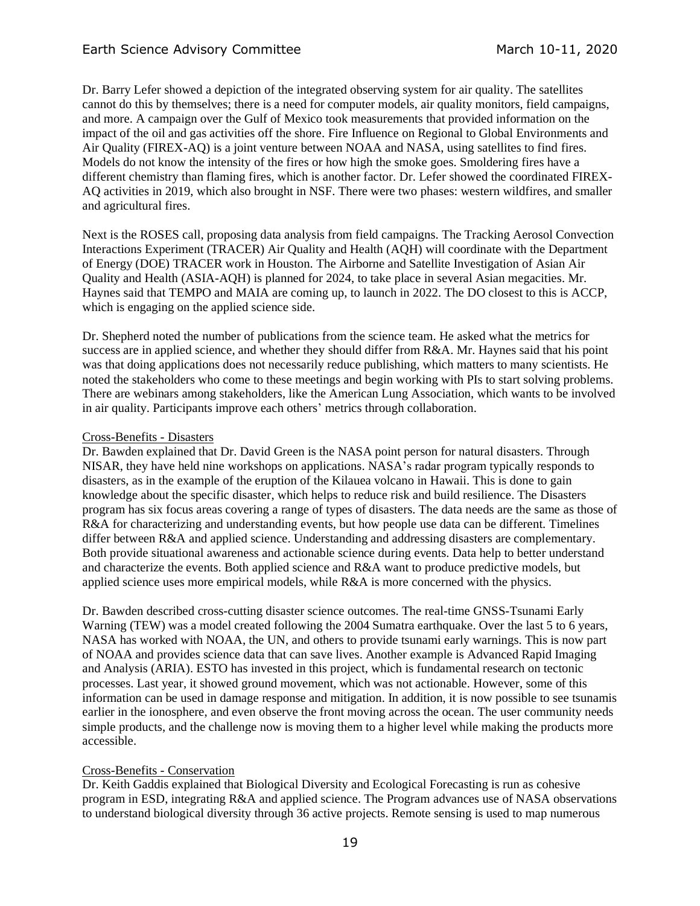Dr. Barry Lefer showed a depiction of the integrated observing system for air quality. The satellites cannot do this by themselves; there is a need for computer models, air quality monitors, field campaigns, and more. A campaign over the Gulf of Mexico took measurements that provided information on the impact of the oil and gas activities off the shore. Fire Influence on Regional to Global Environments and Air Quality (FIREX-AQ) is a joint venture between NOAA and NASA, using satellites to find fires. Models do not know the intensity of the fires or how high the smoke goes. Smoldering fires have a different chemistry than flaming fires, which is another factor. Dr. Lefer showed the coordinated FIREX-AQ activities in 2019, which also brought in NSF. There were two phases: western wildfires, and smaller and agricultural fires.

Next is the ROSES call, proposing data analysis from field campaigns. The Tracking Aerosol Convection Interactions Experiment (TRACER) Air Quality and Health (AQH) will coordinate with the Department of Energy (DOE) TRACER work in Houston. The Airborne and Satellite Investigation of Asian Air Quality and Health (ASIA-AQH) is planned for 2024, to take place in several Asian megacities. Mr. Haynes said that TEMPO and MAIA are coming up, to launch in 2022. The DO closest to this is ACCP, which is engaging on the applied science side.

Dr. Shepherd noted the number of publications from the science team. He asked what the metrics for success are in applied science, and whether they should differ from R&A. Mr. Haynes said that his point was that doing applications does not necessarily reduce publishing, which matters to many scientists. He noted the stakeholders who come to these meetings and begin working with PIs to start solving problems. There are webinars among stakeholders, like the American Lung Association, which wants to be involved in air quality. Participants improve each others' metrics through collaboration.

Cross-Benefits - Disasters

Dr. Bawden explained that Dr. David Green is the NASA point person for natural disasters. Through NISAR, they have held nine workshops on applications. NASA's radar program typically responds to disasters, as in the example of the eruption of the Kilauea volcano in Hawaii. This is done to gain knowledge about the specific disaster, which helps to reduce risk and build resilience. The Disasters program has six focus areas covering a range of types of disasters. The data needs are the same as those of R&A for characterizing and understanding events, but how people use data can be different. Timelines differ between R&A and applied science. Understanding and addressing disasters are complementary. Both provide situational awareness and actionable science during events. Data help to better understand and characterize the events. Both applied science and R&A want to produce predictive models, but applied science uses more empirical models, while R&A is more concerned with the physics.

Dr. Bawden described cross-cutting disaster science outcomes. The real-time GNSS-Tsunami Early Warning (TEW) was a model created following the 2004 Sumatra earthquake. Over the last 5 to 6 years, NASA has worked with NOAA, the UN, and others to provide tsunami early warnings. This is now part of NOAA and provides science data that can save lives. Another example is Advanced Rapid Imaging and Analysis (ARIA). ESTO has invested in this project, which is fundamental research on tectonic processes. Last year, it showed ground movement, which was not actionable. However, some of this information can be used in damage response and mitigation. In addition, it is now possible to see tsunamis earlier in the ionosphere, and even observe the front moving across the ocean. The user community needs simple products, and the challenge now is moving them to a higher level while making the products more accessible.

Cross-Benefits - Conservation

Dr. Keith Gaddis explained that Biological Diversity and Ecological Forecasting is run as cohesive program in ESD, integrating R&A and applied science. The Program advances use of NASA observations to understand biological diversity through 36 active projects. Remote sensing is used to map numerous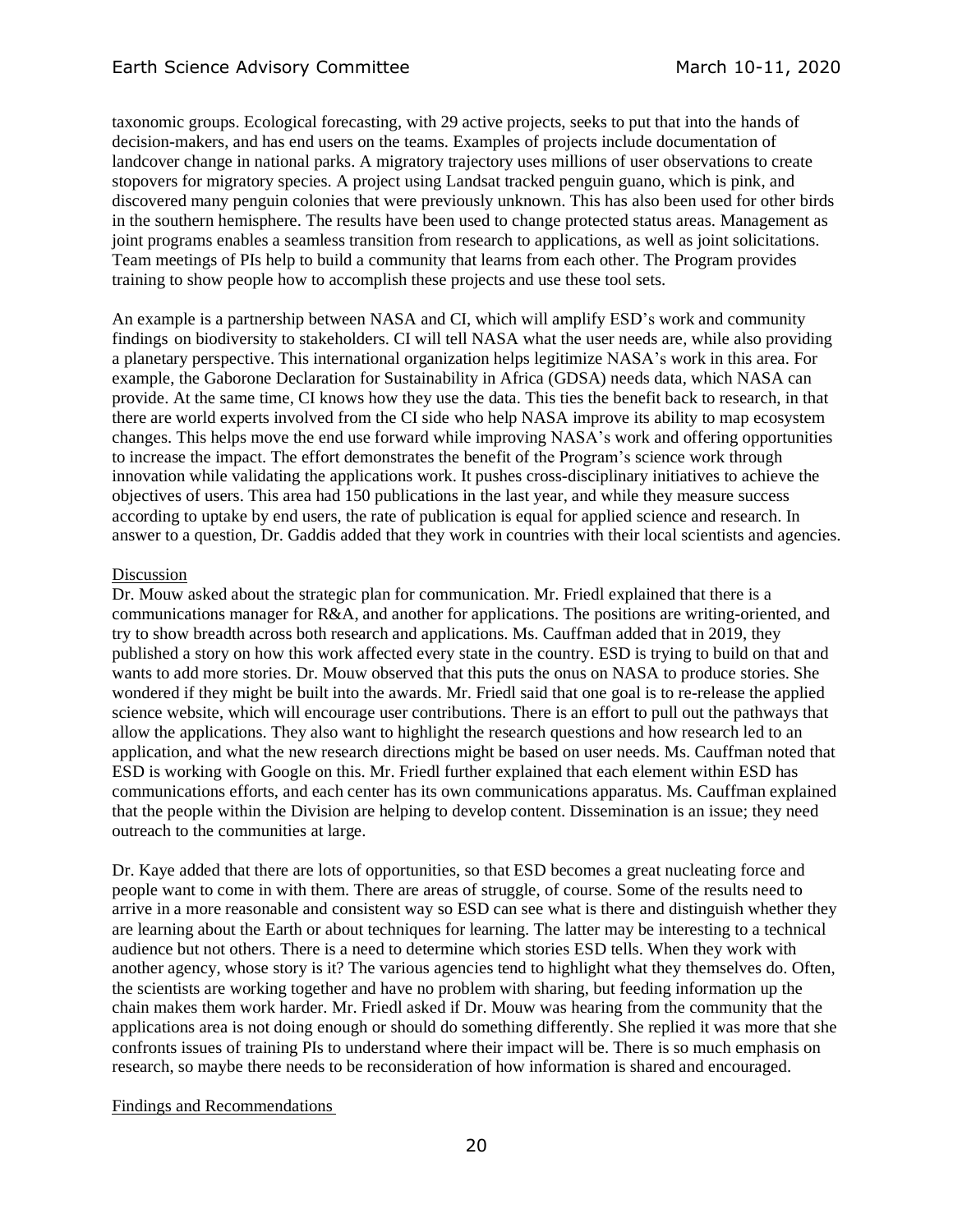taxonomic groups. Ecological forecasting, with 29 active projects, seeks to put that into the hands of decision-makers, and has end users on the teams. Examples of projects include documentation of landcover change in national parks. A migratory trajectory uses millions of user observations to create stopovers for migratory species. A project using Landsat tracked penguin guano, which is pink, and discovered many penguin colonies that were previously unknown. This has also been used for other birds in the southern hemisphere. The results have been used to change protected status areas. Management as joint programs enables a seamless transition from research to applications, as well as joint solicitations. Team meetings of PIs help to build a community that learns from each other. The Program provides training to show people how to accomplish these projects and use these tool sets.

An example is a partnership between NASA and CI, which will amplify ESD's work and community findings on biodiversity to stakeholders. CI will tell NASA what the user needs are, while also providing a planetary perspective. This international organization helps legitimize NASA's work in this area. For example, the Gaborone Declaration for Sustainability in Africa (GDSA) needs data, which NASA can provide. At the same time, CI knows how they use the data. This ties the benefit back to research, in that there are world experts involved from the CI side who help NASA improve its ability to map ecosystem changes. This helps move the end use forward while improving NASA's work and offering opportunities to increase the impact. The effort demonstrates the benefit of the Program's science work through innovation while validating the applications work. It pushes cross-disciplinary initiatives to achieve the objectives of users. This area had 150 publications in the last year, and while they measure success according to uptake by end users, the rate of publication is equal for applied science and research. In answer to a question, Dr. Gaddis added that they work in countries with their local scientists and agencies.

Discussion

Dr. Mouw asked about the strategic plan for communication. Mr. Friedl explained that there is a communications manager for R&A, and another for applications. The positions are writing-oriented, and try to show breadth across both research and applications. Ms. Cauffman added that in 2019, they published a story on how this work affected every state in the country. ESD is trying to build on that and wants to add more stories. Dr. Mouw observed that this puts the onus on NASA to produce stories. She wondered if they might be built into the awards. Mr. Friedl said that one goal is to re-release the applied science website, which will encourage user contributions. There is an effort to pull out the pathways that allow the applications. They also want to highlight the research questions and how research led to an application, and what the new research directions might be based on user needs. Ms. Cauffman noted that ESD is working with Google on this. Mr. Friedl further explained that each element within ESD has communications efforts, and each center has its own communications apparatus. Ms. Cauffman explained that the people within the Division are helping to develop content. Dissemination is an issue; they need outreach to the communities at large.

Dr. Kaye added that there are lots of opportunities, so that ESD becomes a great nucleating force and people want to come in with them. There are areas of struggle, of course. Some of the results need to arrive in a more reasonable and consistent way so ESD can see what is there and distinguish whether they are learning about the Earth or about techniques for learning. The latter may be interesting to a technical audience but not others. There is a need to determine which stories ESD tells. When they work with another agency, whose story is it? The various agencies tend to highlight what they themselves do. Often, the scientists are working together and have no problem with sharing, but feeding information up the chain makes them work harder. Mr. Friedl asked if Dr. Mouw was hearing from the community that the applications area is not doing enough or should do something differently. She replied it was more that she confronts issues of training PIs to understand where their impact will be. There is so much emphasis on research, so maybe there needs to be reconsideration of how information is shared and encouraged.

Findings and Recommendations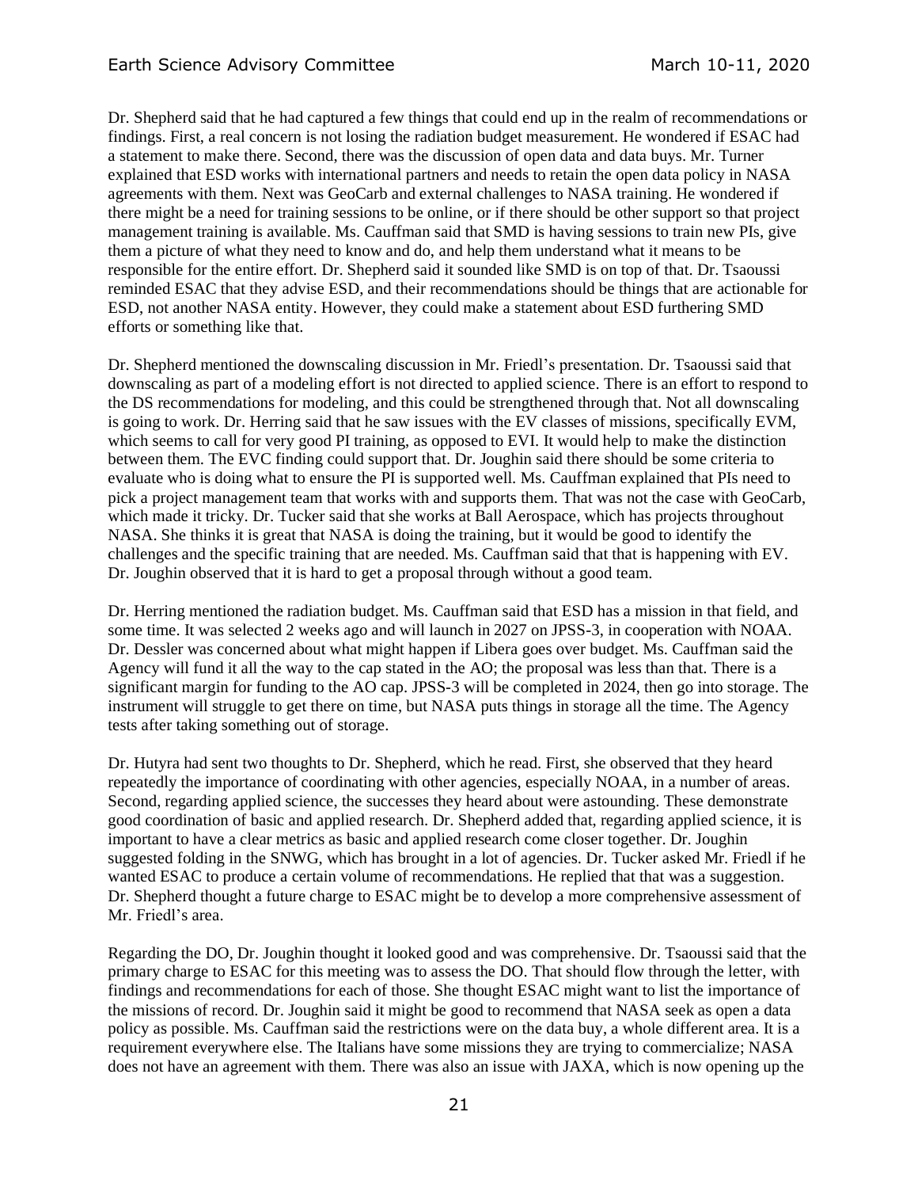Dr. Shepherd said that he had captured a few things that could end up in the realm of recommendations or findings. First, a real concern is not losing the radiation budget measurement. He wondered if ESAC had a statement to make there. Second, there was the discussion of open data and data buys. Mr. Turner explained that ESD works with international partners and needs to retain the open data policy in NASA agreements with them. Next was GeoCarb and external challenges to NASA training. He wondered if there might be a need for training sessions to be online, or if there should be other support so that project management training is available. Ms. Cauffman said that SMD is having sessions to train new PIs, give them a picture of what they need to know and do, and help them understand what it means to be responsible for the entire effort. Dr. Shepherd said it sounded like SMD is on top of that. Dr. Tsaoussi reminded ESAC that they advise ESD, and their recommendations should be things that are actionable for ESD, not another NASA entity. However, they could make a statement about ESD furthering SMD efforts or something like that.

Dr. Shepherd mentioned the downscaling discussion in Mr. Friedl's presentation. Dr. Tsaoussi said that downscaling as part of a modeling effort is not directed to applied science. There is an effort to respond to the DS recommendations for modeling, and this could be strengthened through that. Not all downscaling is going to work. Dr. Herring said that he saw issues with the EV classes of missions, specifically EVM, which seems to call for very good PI training, as opposed to EVI. It would help to make the distinction between them. The EVC finding could support that. Dr. Joughin said there should be some criteria to evaluate who is doing what to ensure the PI is supported well. Ms. Cauffman explained that PIs need to pick a project management team that works with and supports them. That was not the case with GeoCarb, which made it tricky. Dr. Tucker said that she works at Ball Aerospace, which has projects throughout NASA. She thinks it is great that NASA is doing the training, but it would be good to identify the challenges and the specific training that are needed. Ms. Cauffman said that that is happening with EV. Dr. Joughin observed that it is hard to get a proposal through without a good team.

Dr. Herring mentioned the radiation budget. Ms. Cauffman said that ESD has a mission in that field, and some time. It was selected 2 weeks ago and will launch in 2027 on JPSS-3, in cooperation with NOAA. Dr. Dessler was concerned about what might happen if Libera goes over budget. Ms. Cauffman said the Agency will fund it all the way to the cap stated in the AO; the proposal was less than that. There is a significant margin for funding to the AO cap. JPSS-3 will be completed in 2024, then go into storage. The instrument will struggle to get there on time, but NASA puts things in storage all the time. The Agency tests after taking something out of storage.

Dr. Hutyra had sent two thoughts to Dr. Shepherd, which he read. First, she observed that they heard repeatedly the importance of coordinating with other agencies, especially NOAA, in a number of areas. Second, regarding applied science, the successes they heard about were astounding. These demonstrate good coordination of basic and applied research. Dr. Shepherd added that, regarding applied science, it is important to have a clear metrics as basic and applied research come closer together. Dr. Joughin suggested folding in the SNWG, which has brought in a lot of agencies. Dr. Tucker asked Mr. Friedl if he wanted ESAC to produce a certain volume of recommendations. He replied that that was a suggestion. Dr. Shepherd thought a future charge to ESAC might be to develop a more comprehensive assessment of Mr. Friedl's area.

Regarding the DO, Dr. Joughin thought it looked good and was comprehensive. Dr. Tsaoussi said that the primary charge to ESAC for this meeting was to assess the DO. That should flow through the letter, with findings and recommendations for each of those. She thought ESAC might want to list the importance of the missions of record. Dr. Joughin said it might be good to recommend that NASA seek as open a data policy as possible. Ms. Cauffman said the restrictions were on the data buy, a whole different area. It is a requirement everywhere else. The Italians have some missions they are trying to commercialize; NASA does not have an agreement with them. There was also an issue with JAXA, which is now opening up the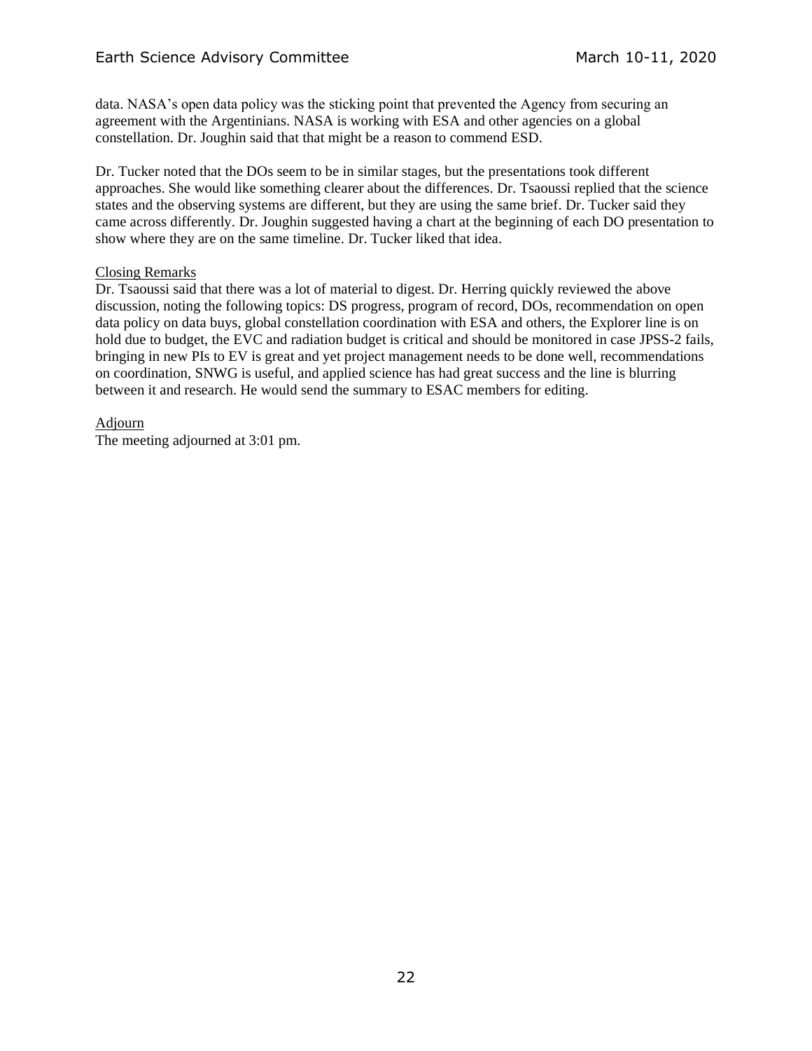data. NASA's open data policy was the sticking point that prevented the Agency from securing an agreement with the Argentinians. NASA is working with ESA and other agencies on a global constellation. Dr. Joughin said that that might be a reason to commend ESD.

Dr. Tucker noted that the DOs seem to be in similar stages, but the presentations took different approaches. She would like something clearer about the differences. Dr. Tsaoussi replied that the science states and the observing systems are different, but they are using the same brief. Dr. Tucker said they came across differently. Dr. Joughin suggested having a chart at the beginning of each DO presentation to show where they are on the same timeline. Dr. Tucker liked that idea.

Closing Remarks

Dr. Tsaoussi said that there was a lot of material to digest. Dr. Herring quickly reviewed the above discussion, noting the following topics: DS progress, program of record, DOs, recommendation on open data policy on data buys, global constellation coordination with ESA and others, the Explorer line is on hold due to budget, the EVC and radiation budget is critical and should be monitored in case JPSS-2 fails, bringing in new PIs to EV is great and yet project management needs to be done well, recommendations on coordination, SNWG is useful, and applied science has had great success and the line is blurring between it and research. He would send the summary to ESAC members for editing.

Adjourn

The meeting adjourned at 3:01 pm.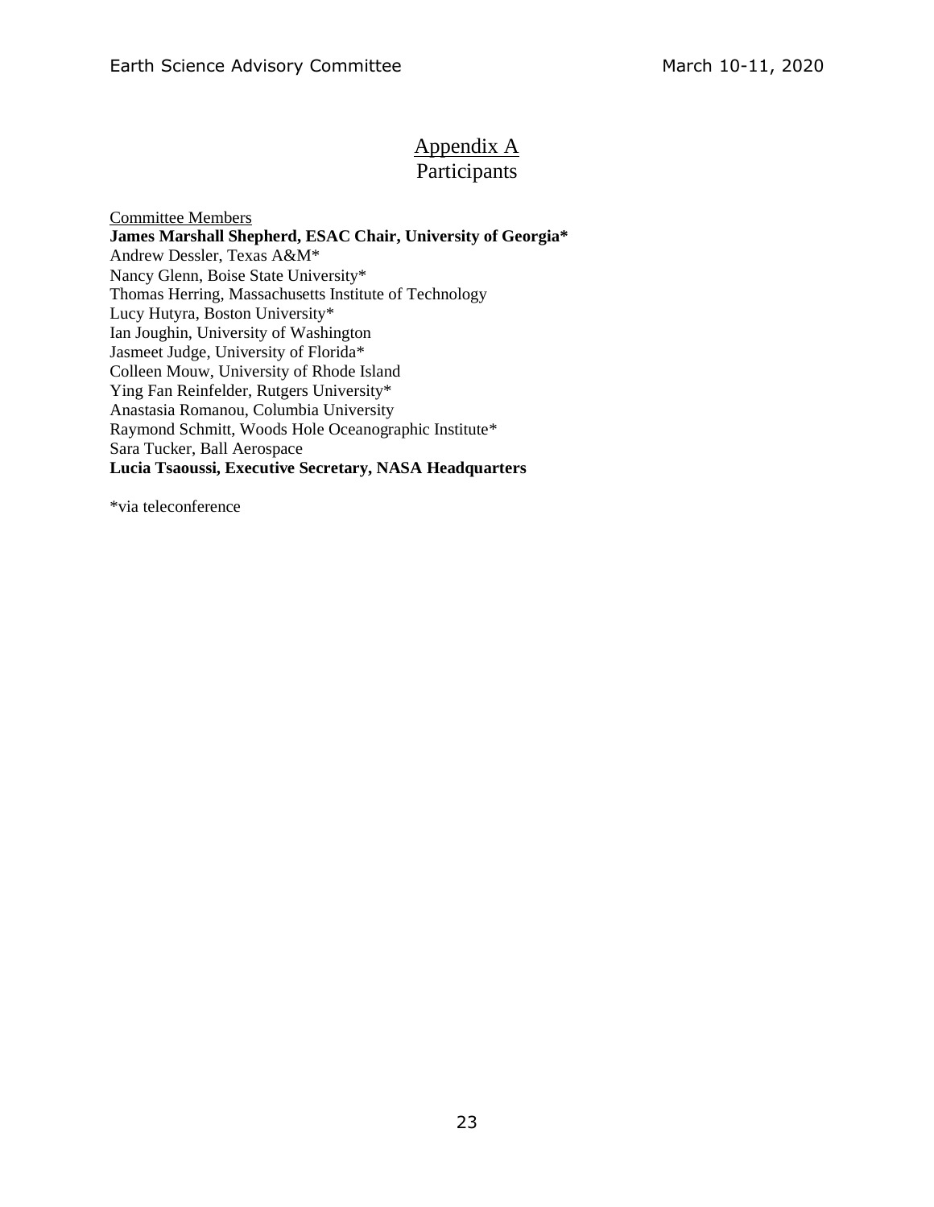# Appendix A
## Participants

Committee Members

**James Marshall Shepherd, ESAC Chair, University of Georgia***
Andrew Dessler, Texas A&M*
Nancy Glenn, Boise State University*
Thomas Herring, Massachusetts Institute of Technology
Lucy Hutyra, Boston University*
Ian Joughin, University of Washington
Jasmeet Judge, University of Florida*
Colleen Mouw, University of Rhode Island
Ying Fan Reinfelder, Rutgers University*
Anastasia Romanou, Columbia University
Raymond Schmitt, Woods Hole Oceanographic Institute*
Sara Tucker, Ball Aerospace
**Lucia Tsaoussi, Executive Secretary, NASA Headquarters**

*via teleconference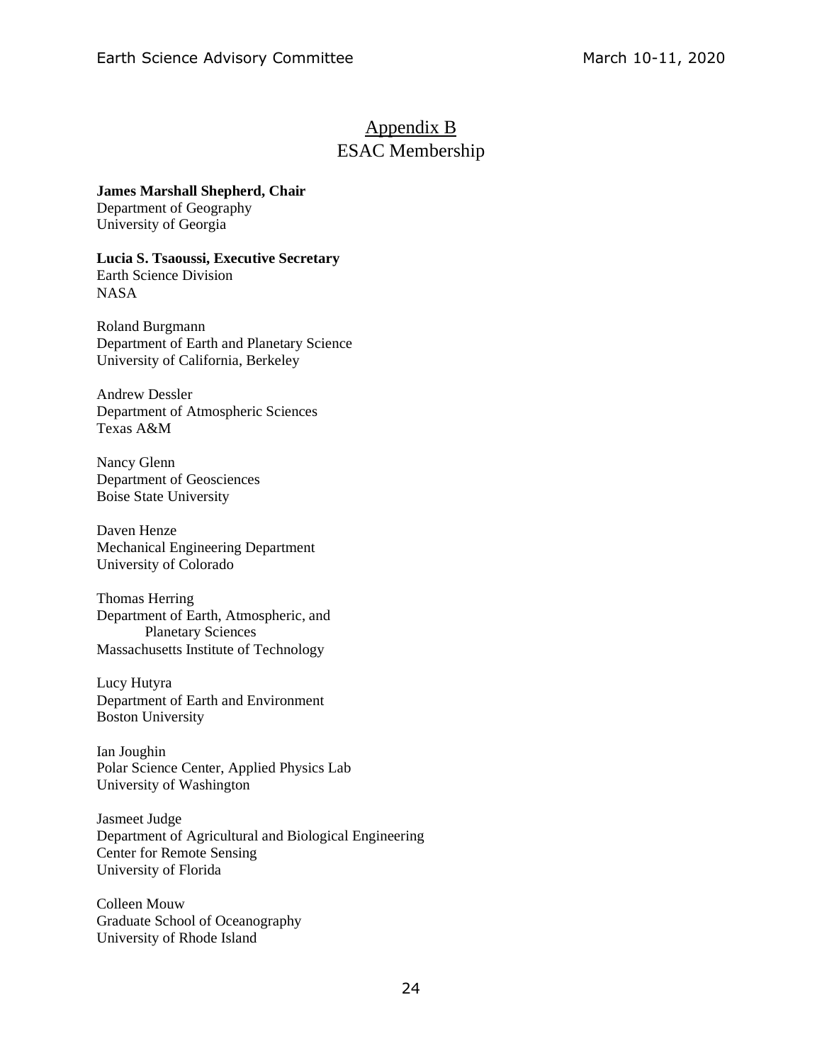## Appendix B
## ESAC Membership

**James Marshall Shepherd, Chair**
Department of Geography
University of Georgia

**Lucia S. Tsaoussi, Executive Secretary**
Earth Science Division
NASA

Roland Burgmann
Department of Earth and Planetary Science
University of California, Berkeley

Andrew Dessler
Department of Atmospheric Sciences
Texas A&M

Nancy Glenn
Department of Geosciences
Boise State University

Daven Henze
Mechanical Engineering Department
University of Colorado

Thomas Herring
Department of Earth, Atmospheric, and Planetary Sciences
Massachusetts Institute of Technology

Lucy Hutyra
Department of Earth and Environment
Boston University

Ian Joughin
Polar Science Center, Applied Physics Lab
University of Washington

Jasmeet Judge
Department of Agricultural and Biological Engineering
Center for Remote Sensing
University of Florida

Colleen Mouw
Graduate School of Oceanography
University of Rhode Island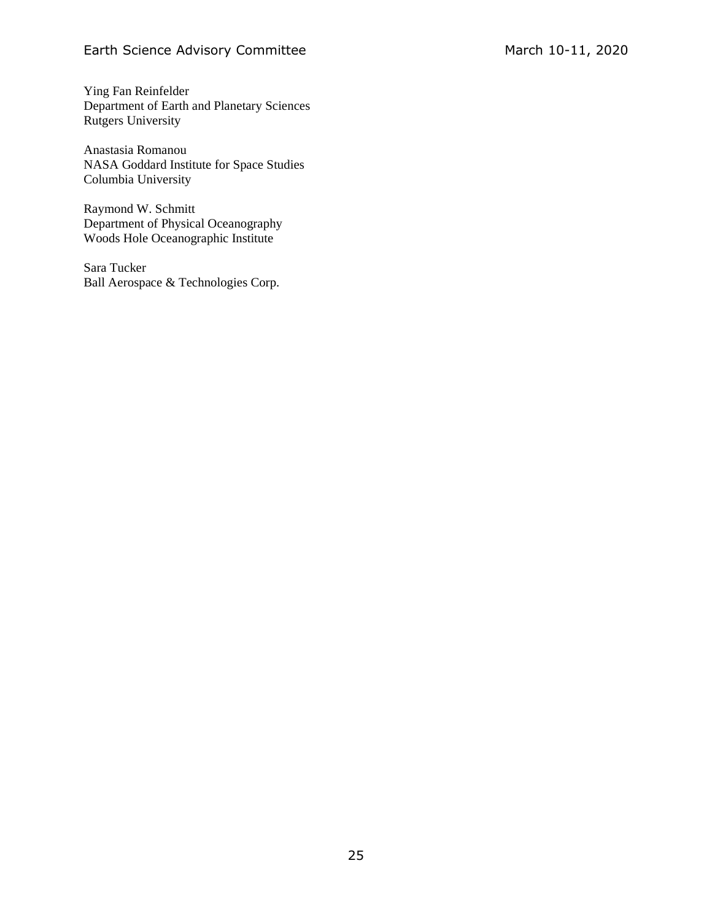Ying Fan Reinfelder
Department of Earth and Planetary Sciences
Rutgers University

Anastasia Romanou
NASA Goddard Institute for Space Studies
Columbia University

Raymond W. Schmitt
Department of Physical Oceanography
Woods Hole Oceanographic Institute

Sara Tucker
Ball Aerospace & Technologies Corp.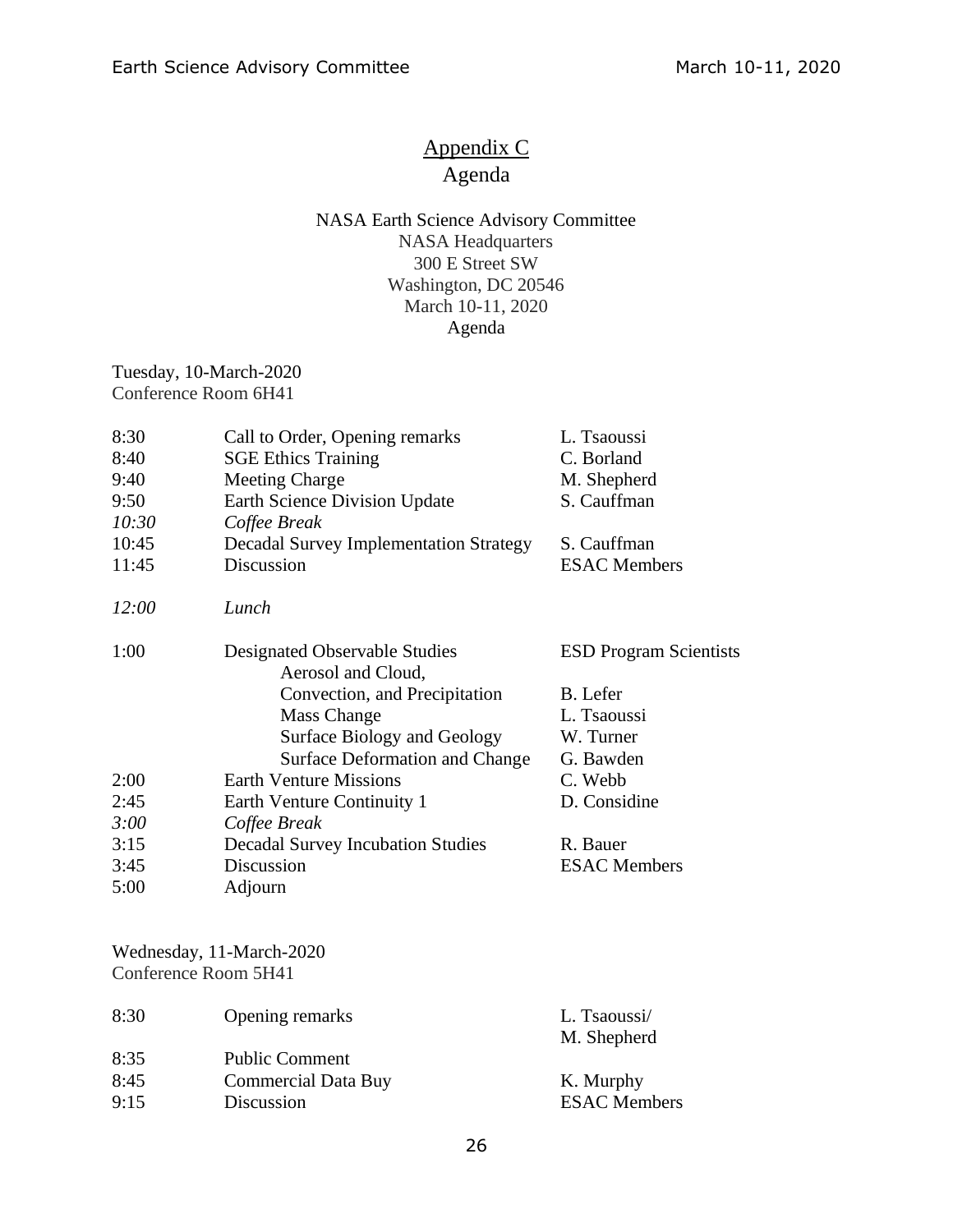# Appendix C
## Agenda

NASA Earth Science Advisory Committee
NASA Headquarters
300 E Street SW
Washington, DC 20546
March 10-11, 2020
Agenda

Tuesday, 10-March-2020
Conference Room 6H41

| | | |
|---|---|---|
| 8:30 | Call to Order, Opening remarks | L. Tsaoussi |
| 8:40 | SGE Ethics Training | C. Borland |
| 9:40 | Meeting Charge | M. Shepherd |
| 9:50 | Earth Science Division Update | S. Cauffman |
| *10:30* | *Coffee Break* | |
| 10:45 | Decadal Survey Implementation Strategy | S. Cauffman |
| 11:45 | Discussion | ESAC Members |
| *12:00* | *Lunch* | |
| 1:00 | Designated Observable Studies | ESD Program Scientists |
| | Aerosol and Cloud, Convection, and Precipitation | B. Lefer |
| | Mass Change | L. Tsaoussi |
| | Surface Biology and Geology | W. Turner |
| | Surface Deformation and Change | G. Bawden |
| 2:00 | Earth Venture Missions | C. Webb |
| 2:45 | Earth Venture Continuity 1 | D. Considine |
| *3:00* | *Coffee Break* | |
| 3:15 | Decadal Survey Incubation Studies | R. Bauer |
| 3:45 | Discussion | ESAC Members |
| 5:00 | Adjourn | |

Wednesday, 11-March-2020
Conference Room 5H41

| | | |
|---|---|---|
| 8:30 | Opening remarks | L. Tsaoussi/ M. Shepherd |
| 8:35 | Public Comment | |
| 8:45 | Commercial Data Buy | K. Murphy |
| 9:15 | Discussion | ESAC Members |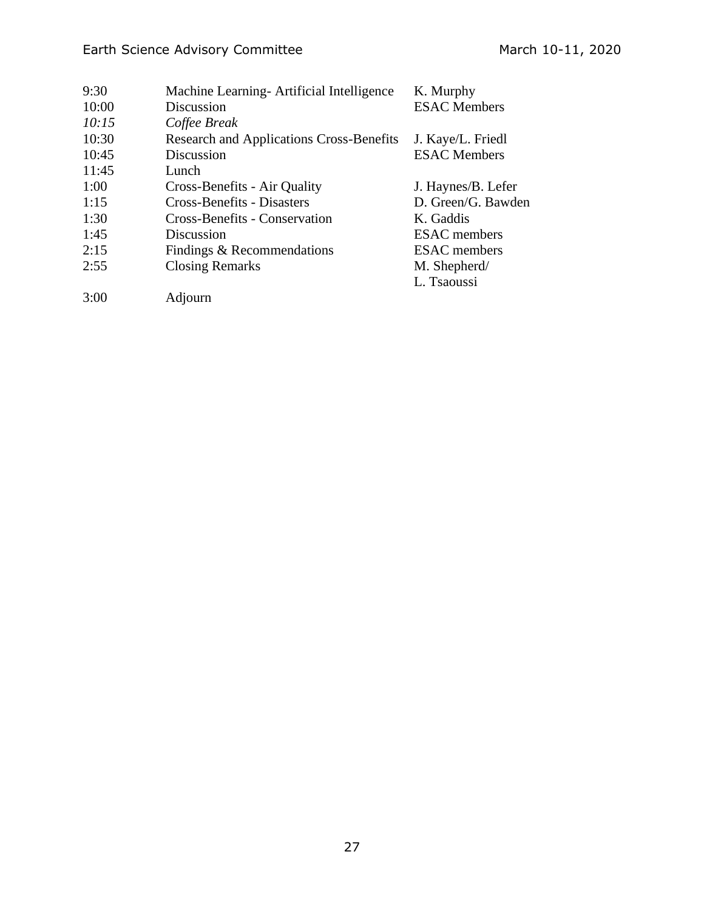| | | |
|---|---|---|
| 9:30 | Machine Learning- Artificial Intelligence | K. Murphy |
| 10:00 | Discussion | ESAC Members |
| *10:15* | *Coffee Break* | |
| 10:30 | Research and Applications Cross-Benefits | J. Kaye/L. Friedl |
| 10:45 | Discussion | ESAC Members |
| 11:45 | Lunch | |
| 1:00 | Cross-Benefits - Air Quality | J. Haynes/B. Lefer |
| 1:15 | Cross-Benefits - Disasters | D. Green/G. Bawden |
| 1:30 | Cross-Benefits - Conservation | K. Gaddis |
| 1:45 | Discussion | ESAC members |
| 2:15 | Findings & Recommendations | ESAC members |
| 2:55 | Closing Remarks | M. Shepherd/ L. Tsaoussi |
| 3:00 | Adjourn | |